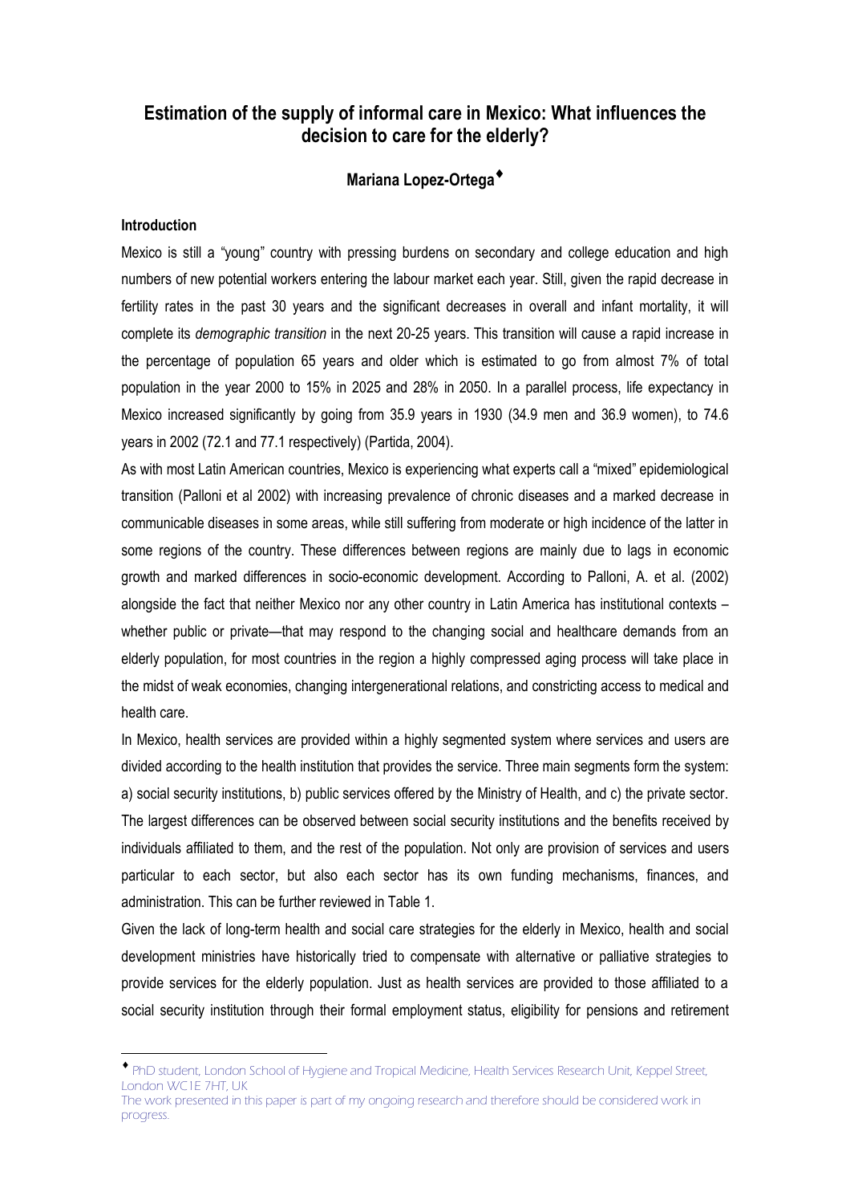# Estimation of the supply of informal care in Mexico: What influences the decision to care for the elderly?

**Mariana Lopez-Ortega**[♦]

## Introduction

Mexico is still a "young" country with pressing burdens on secondary and college education and high numbers of new potential workers entering the labour market each year. Still, given the rapid decrease in fertility rates in the past 30 years and the significant decreases in overall and infant mortality, it will complete its *demographic transition* in the next 20-25 years. This transition will cause a rapid increase in the percentage of population 65 years and older which is estimated to go from almost 7% of total population in the year 2000 to 15% in 2025 and 28% in 2050. In a parallel process, life expectancy in Mexico increased significantly by going from 35.9 years in 1930 (34.9 men and 36.9 women), to 74.6 years in 2002 (72.1 and 77.1 respectively) (Partida, 2004).

As with most Latin American countries, Mexico is experiencing what experts call a "mixed" epidemiological transition (Palloni et al 2002) with increasing prevalence of chronic diseases and a marked decrease in communicable diseases in some areas, while still suffering from moderate or high incidence of the latter in some regions of the country. These differences between regions are mainly due to lags in economic growth and marked differences in socio-economic development. According to Palloni, A. et al. (2002) alongside the fact that neither Mexico nor any other country in Latin America has institutional contexts – whether public or private—that may respond to the changing social and healthcare demands from an elderly population, for most countries in the region a highly compressed aging process will take place in the midst of weak economies, changing intergenerational relations, and constricting access to medical and health care.

In Mexico, health services are provided within a highly segmented system where services and users are divided according to the health institution that provides the service. Three main segments form the system: a) social security institutions, b) public services offered by the Ministry of Health, and c) the private sector. The largest differences can be observed between social security institutions and the benefits received by individuals affiliated to them, and the rest of the population. Not only are provision of services and users particular to each sector, but also each sector has its own funding mechanisms, finances, and administration. This can be further reviewed in Table 1.

Given the lack of long-term health and social care strategies for the elderly in Mexico, health and social development ministries have historically tried to compensate with alternative or palliative strategies to provide services for the elderly population. Just as health services are provided to those affiliated to a social security institution through their formal employment status, eligibility for pensions and retirement

---

[♦] PhD student, London School of Hygiene and Tropical Medicine, Health Services Research Unit, Keppel Street, London WC1E 7HT, UK
The work presented in this paper is part of my ongoing research and therefore should be considered work in progress.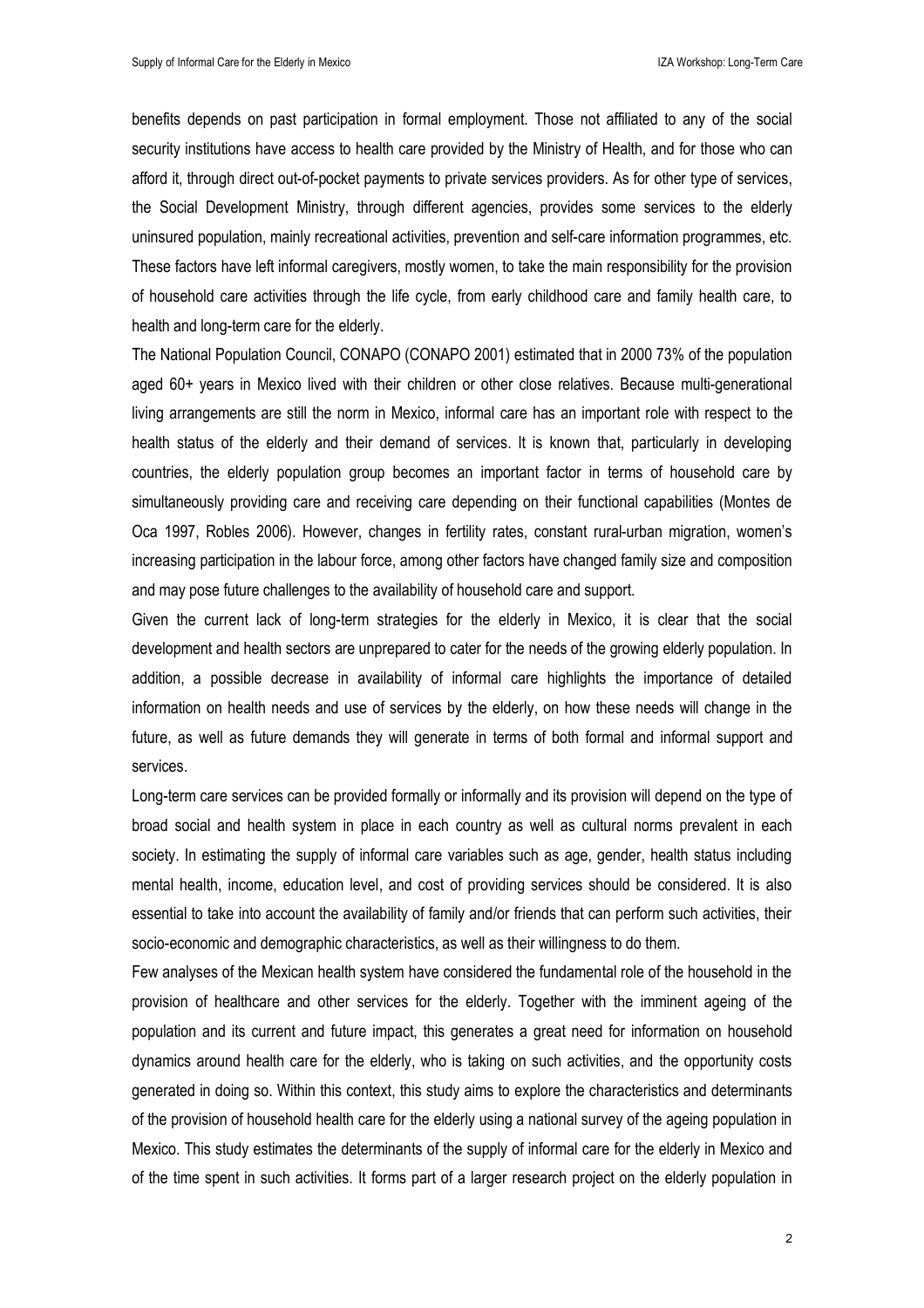benefits depends on past participation in formal employment. Those not affiliated to any of the social security institutions have access to health care provided by the Ministry of Health, and for those who can afford it, through direct out-of-pocket payments to private services providers. As for other type of services, the Social Development Ministry, through different agencies, provides some services to the elderly uninsured population, mainly recreational activities, prevention and self-care information programmes, etc. These factors have left informal caregivers, mostly women, to take the main responsibility for the provision of household care activities through the life cycle, from early childhood care and family health care, to health and long-term care for the elderly.

The National Population Council, CONAPO (CONAPO 2001) estimated that in 2000 73% of the population aged 60+ years in Mexico lived with their children or other close relatives. Because multi-generational living arrangements are still the norm in Mexico, informal care has an important role with respect to the health status of the elderly and their demand of services. It is known that, particularly in developing countries, the elderly population group becomes an important factor in terms of household care by simultaneously providing care and receiving care depending on their functional capabilities (Montes de Oca 1997, Robles 2006). However, changes in fertility rates, constant rural-urban migration, women's increasing participation in the labour force, among other factors have changed family size and composition and may pose future challenges to the availability of household care and support.

Given the current lack of long-term strategies for the elderly in Mexico, it is clear that the social development and health sectors are unprepared to cater for the needs of the growing elderly population. In addition, a possible decrease in availability of informal care highlights the importance of detailed information on health needs and use of services by the elderly, on how these needs will change in the future, as well as future demands they will generate in terms of both formal and informal support and services.

Long-term care services can be provided formally or informally and its provision will depend on the type of broad social and health system in place in each country as well as cultural norms prevalent in each society. In estimating the supply of informal care variables such as age, gender, health status including mental health, income, education level, and cost of providing services should be considered. It is also essential to take into account the availability of family and/or friends that can perform such activities, their socio-economic and demographic characteristics, as well as their willingness to do them.

Few analyses of the Mexican health system have considered the fundamental role of the household in the provision of healthcare and other services for the elderly. Together with the imminent ageing of the population and its current and future impact, this generates a great need for information on household dynamics around health care for the elderly, who is taking on such activities, and the opportunity costs generated in doing so. Within this context, this study aims to explore the characteristics and determinants of the provision of household health care for the elderly using a national survey of the ageing population in Mexico. This study estimates the determinants of the supply of informal care for the elderly in Mexico and of the time spent in such activities. It forms part of a larger research project on the elderly population in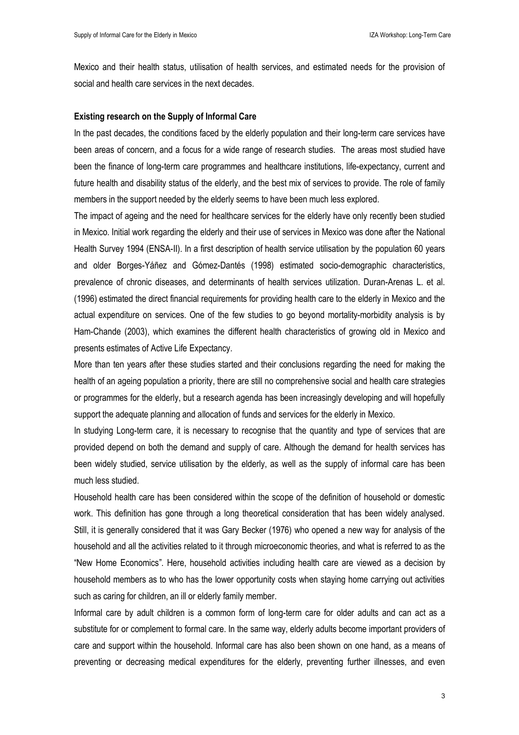Mexico and their health status, utilisation of health services, and estimated needs for the provision of social and health care services in the next decades.

**Existing research on the Supply of Informal Care**

In the past decades, the conditions faced by the elderly population and their long-term care services have been areas of concern, and a focus for a wide range of research studies. The areas most studied have been the finance of long-term care programmes and healthcare institutions, life-expectancy, current and future health and disability status of the elderly, and the best mix of services to provide. The role of family members in the support needed by the elderly seems to have been much less explored.

The impact of ageing and the need for healthcare services for the elderly have only recently been studied in Mexico. Initial work regarding the elderly and their use of services in Mexico was done after the National Health Survey 1994 (ENSA-II). In a first description of health service utilisation by the population 60 years and older Borges-Yáñez and Gómez-Dantés (1998) estimated socio-demographic characteristics, prevalence of chronic diseases, and determinants of health services utilization. Duran-Arenas L. et al. (1996) estimated the direct financial requirements for providing health care to the elderly in Mexico and the actual expenditure on services. One of the few studies to go beyond mortality-morbidity analysis is by Ham-Chande (2003), which examines the different health characteristics of growing old in Mexico and presents estimates of Active Life Expectancy.

More than ten years after these studies started and their conclusions regarding the need for making the health of an ageing population a priority, there are still no comprehensive social and health care strategies or programmes for the elderly, but a research agenda has been increasingly developing and will hopefully support the adequate planning and allocation of funds and services for the elderly in Mexico.

In studying Long-term care, it is necessary to recognise that the quantity and type of services that are provided depend on both the demand and supply of care. Although the demand for health services has been widely studied, service utilisation by the elderly, as well as the supply of informal care has been much less studied.

Household health care has been considered within the scope of the definition of household or domestic work. This definition has gone through a long theoretical consideration that has been widely analysed. Still, it is generally considered that it was Gary Becker (1976) who opened a new way for analysis of the household and all the activities related to it through microeconomic theories, and what is referred to as the "New Home Economics". Here, household activities including health care are viewed as a decision by household members as to who has the lower opportunity costs when staying home carrying out activities such as caring for children, an ill or elderly family member.

Informal care by adult children is a common form of long-term care for older adults and can act as a substitute for or complement to formal care. In the same way, elderly adults become important providers of care and support within the household. Informal care has also been shown on one hand, as a means of preventing or decreasing medical expenditures for the elderly, preventing further illnesses, and even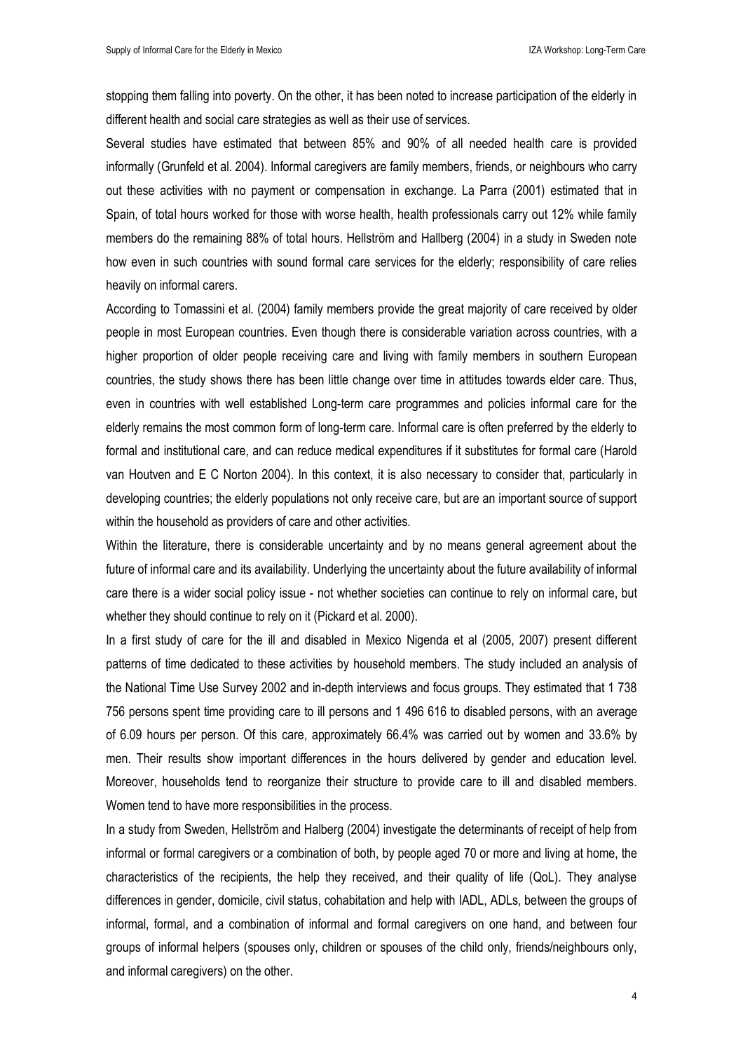stopping them falling into poverty. On the other, it has been noted to increase participation of the elderly in different health and social care strategies as well as their use of services.

Several studies have estimated that between 85% and 90% of all needed health care is provided informally (Grunfeld et al. 2004). Informal caregivers are family members, friends, or neighbours who carry out these activities with no payment or compensation in exchange. La Parra (2001) estimated that in Spain, of total hours worked for those with worse health, health professionals carry out 12% while family members do the remaining 88% of total hours. Hellström and Hallberg (2004) in a study in Sweden note how even in such countries with sound formal care services for the elderly; responsibility of care relies heavily on informal carers.

According to Tomassini et al. (2004) family members provide the great majority of care received by older people in most European countries. Even though there is considerable variation across countries, with a higher proportion of older people receiving care and living with family members in southern European countries, the study shows there has been little change over time in attitudes towards elder care. Thus, even in countries with well established Long-term care programmes and policies informal care for the elderly remains the most common form of long-term care. Informal care is often preferred by the elderly to formal and institutional care, and can reduce medical expenditures if it substitutes for formal care (Harold van Houtven and E C Norton 2004). In this context, it is also necessary to consider that, particularly in developing countries; the elderly populations not only receive care, but are an important source of support within the household as providers of care and other activities.

Within the literature, there is considerable uncertainty and by no means general agreement about the future of informal care and its availability. Underlying the uncertainty about the future availability of informal care there is a wider social policy issue - not whether societies can continue to rely on informal care, but whether they should continue to rely on it (Pickard et al. 2000).

In a first study of care for the ill and disabled in Mexico Nigenda et al (2005, 2007) present different patterns of time dedicated to these activities by household members. The study included an analysis of the National Time Use Survey 2002 and in-depth interviews and focus groups. They estimated that 1 738 756 persons spent time providing care to ill persons and 1 496 616 to disabled persons, with an average of 6.09 hours per person. Of this care, approximately 66.4% was carried out by women and 33.6% by men. Their results show important differences in the hours delivered by gender and education level. Moreover, households tend to reorganize their structure to provide care to ill and disabled members. Women tend to have more responsibilities in the process.

In a study from Sweden, Hellström and Halberg (2004) investigate the determinants of receipt of help from informal or formal caregivers or a combination of both, by people aged 70 or more and living at home, the characteristics of the recipients, the help they received, and their quality of life (QoL). They analyse differences in gender, domicile, civil status, cohabitation and help with IADL, ADLs, between the groups of informal, formal, and a combination of informal and formal caregivers on one hand, and between four groups of informal helpers (spouses only, children or spouses of the child only, friends/neighbours only, and informal caregivers) on the other.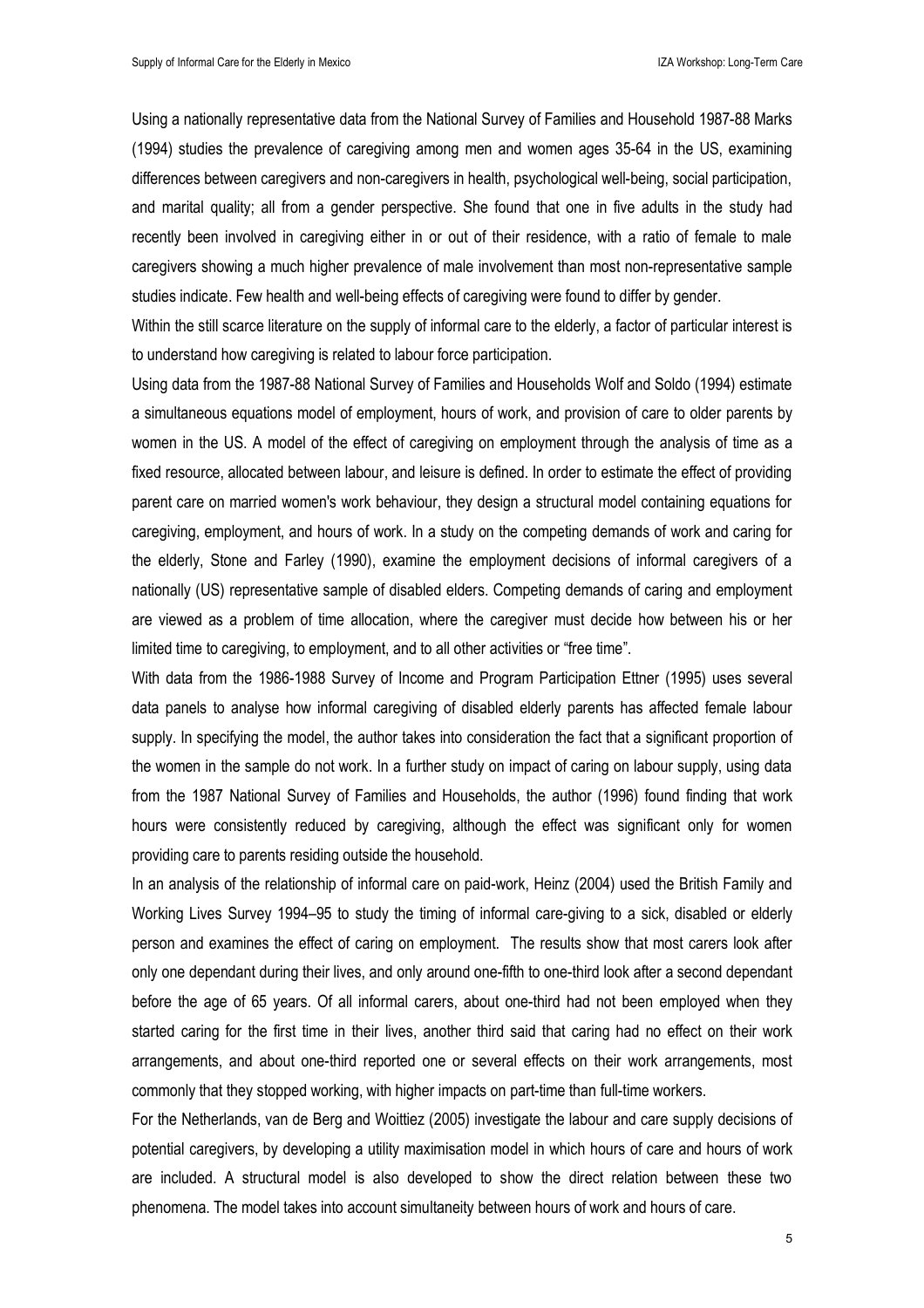Using a nationally representative data from the National Survey of Families and Household 1987-88 Marks (1994) studies the prevalence of caregiving among men and women ages 35-64 in the US, examining differences between caregivers and non-caregivers in health, psychological well-being, social participation, and marital quality; all from a gender perspective. She found that one in five adults in the study had recently been involved in caregiving either in or out of their residence, with a ratio of female to male caregivers showing a much higher prevalence of male involvement than most non-representative sample studies indicate. Few health and well-being effects of caregiving were found to differ by gender.

Within the still scarce literature on the supply of informal care to the elderly, a factor of particular interest is to understand how caregiving is related to labour force participation.

Using data from the 1987-88 National Survey of Families and Households Wolf and Soldo (1994) estimate a simultaneous equations model of employment, hours of work, and provision of care to older parents by women in the US. A model of the effect of caregiving on employment through the analysis of time as a fixed resource, allocated between labour, and leisure is defined. In order to estimate the effect of providing parent care on married women's work behaviour, they design a structural model containing equations for caregiving, employment, and hours of work. In a study on the competing demands of work and caring for the elderly, Stone and Farley (1990), examine the employment decisions of informal caregivers of a nationally (US) representative sample of disabled elders. Competing demands of caring and employment are viewed as a problem of time allocation, where the caregiver must decide how between his or her limited time to caregiving, to employment, and to all other activities or "free time".

With data from the 1986-1988 Survey of Income and Program Participation Ettner (1995) uses several data panels to analyse how informal caregiving of disabled elderly parents has affected female labour supply. In specifying the model, the author takes into consideration the fact that a significant proportion of the women in the sample do not work. In a further study on impact of caring on labour supply, using data from the 1987 National Survey of Families and Households, the author (1996) found finding that work hours were consistently reduced by caregiving, although the effect was significant only for women providing care to parents residing outside the household.

In an analysis of the relationship of informal care on paid-work, Heinz (2004) used the British Family and Working Lives Survey 1994–95 to study the timing of informal care-giving to a sick, disabled or elderly person and examines the effect of caring on employment. The results show that most carers look after only one dependant during their lives, and only around one-fifth to one-third look after a second dependant before the age of 65 years. Of all informal carers, about one-third had not been employed when they started caring for the first time in their lives, another third said that caring had no effect on their work arrangements, and about one-third reported one or several effects on their work arrangements, most commonly that they stopped working, with higher impacts on part-time than full-time workers.

For the Netherlands, van de Berg and Woittiez (2005) investigate the labour and care supply decisions of potential caregivers, by developing a utility maximisation model in which hours of care and hours of work are included. A structural model is also developed to show the direct relation between these two phenomena. The model takes into account simultaneity between hours of work and hours of care.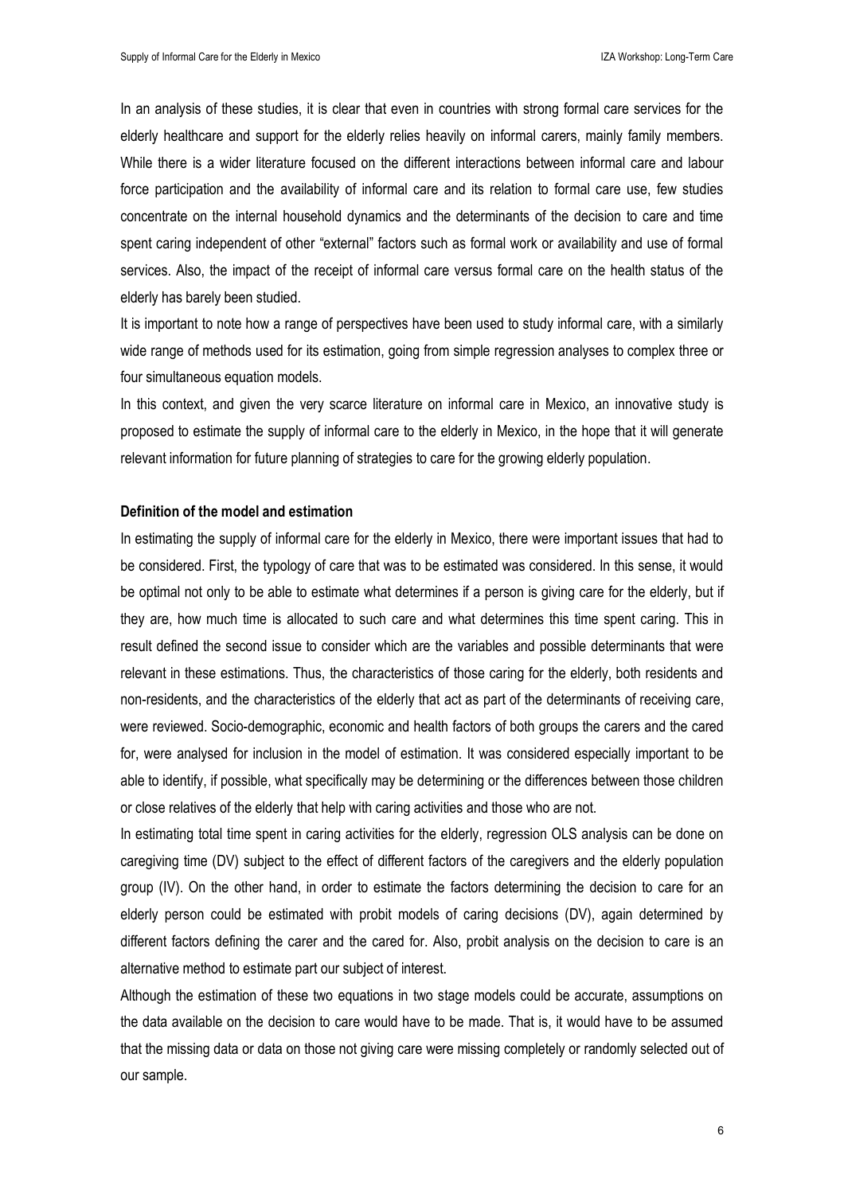In an analysis of these studies, it is clear that even in countries with strong formal care services for the elderly healthcare and support for the elderly relies heavily on informal carers, mainly family members. While there is a wider literature focused on the different interactions between informal care and labour force participation and the availability of informal care and its relation to formal care use, few studies concentrate on the internal household dynamics and the determinants of the decision to care and time spent caring independent of other "external" factors such as formal work or availability and use of formal services. Also, the impact of the receipt of informal care versus formal care on the health status of the elderly has barely been studied.

It is important to note how a range of perspectives have been used to study informal care, with a similarly wide range of methods used for its estimation, going from simple regression analyses to complex three or four simultaneous equation models.

In this context, and given the very scarce literature on informal care in Mexico, an innovative study is proposed to estimate the supply of informal care to the elderly in Mexico, in the hope that it will generate relevant information for future planning of strategies to care for the growing elderly population.

**Definition of the model and estimation**

In estimating the supply of informal care for the elderly in Mexico, there were important issues that had to be considered. First, the typology of care that was to be estimated was considered. In this sense, it would be optimal not only to be able to estimate what determines if a person is giving care for the elderly, but if they are, how much time is allocated to such care and what determines this time spent caring. This in result defined the second issue to consider which are the variables and possible determinants that were relevant in these estimations. Thus, the characteristics of those caring for the elderly, both residents and non-residents, and the characteristics of the elderly that act as part of the determinants of receiving care, were reviewed. Socio-demographic, economic and health factors of both groups the carers and the cared for, were analysed for inclusion in the model of estimation. It was considered especially important to be able to identify, if possible, what specifically may be determining or the differences between those children or close relatives of the elderly that help with caring activities and those who are not.

In estimating total time spent in caring activities for the elderly, regression OLS analysis can be done on caregiving time (DV) subject to the effect of different factors of the caregivers and the elderly population group (IV). On the other hand, in order to estimate the factors determining the decision to care for an elderly person could be estimated with probit models of caring decisions (DV), again determined by different factors defining the carer and the cared for. Also, probit analysis on the decision to care is an alternative method to estimate part our subject of interest.

Although the estimation of these two equations in two stage models could be accurate, assumptions on the data available on the decision to care would have to be made. That is, it would have to be assumed that the missing data or data on those not giving care were missing completely or randomly selected out of our sample.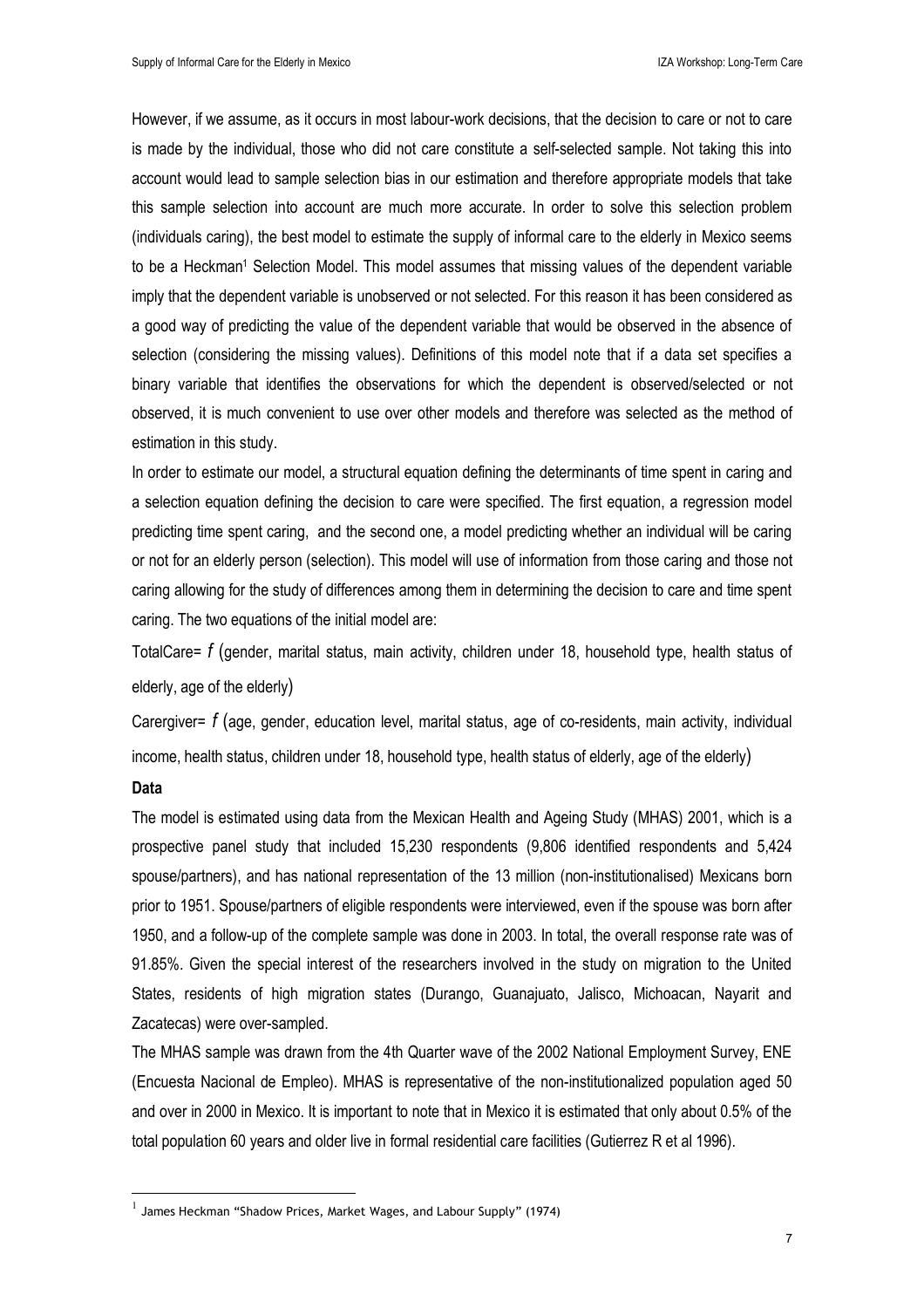However, if we assume, as it occurs in most labour-work decisions, that the decision to care or not to care is made by the individual, those who did not care constitute a self-selected sample. Not taking this into account would lead to sample selection bias in our estimation and therefore appropriate models that take this sample selection into account are much more accurate. In order to solve this selection problem (individuals caring), the best model to estimate the supply of informal care to the elderly in Mexico seems to be a Heckman[1] Selection Model. This model assumes that missing values of the dependent variable imply that the dependent variable is unobserved or not selected. For this reason it has been considered as a good way of predicting the value of the dependent variable that would be observed in the absence of selection (considering the missing values). Definitions of this model note that if a data set specifies a binary variable that identifies the observations for which the dependent is observed/selected or not observed, it is much convenient to use over other models and therefore was selected as the method of estimation in this study.

In order to estimate our model, a structural equation defining the determinants of time spent in caring and a selection equation defining the decision to care were specified. The first equation, a regression model predicting time spent caring, and the second one, a model predicting whether an individual will be caring or not for an elderly person (selection). This model will use of information from those caring and those not caring allowing for the study of differences among them in determining the decision to care and time spent caring. The two equations of the initial model are:

TotalCare= $f$ (gender, marital status, main activity, children under 18, household type, health status of elderly, age of the elderly)

Carergiver= $f$ (age, gender, education level, marital status, age of co-residents, main activity, individual income, health status, children under 18, household type, health status of elderly, age of the elderly)

**Data**

The model is estimated using data from the Mexican Health and Ageing Study (MHAS) 2001, which is a prospective panel study that included 15,230 respondents (9,806 identified respondents and 5,424 spouse/partners), and has national representation of the 13 million (non-institutionalised) Mexicans born prior to 1951. Spouse/partners of eligible respondents were interviewed, even if the spouse was born after 1950, and a follow-up of the complete sample was done in 2003. In total, the overall response rate was of 91.85%. Given the special interest of the researchers involved in the study on migration to the United States, residents of high migration states (Durango, Guanajuato, Jalisco, Michoacan, Nayarit and Zacatecas) were over-sampled.

The MHAS sample was drawn from the 4th Quarter wave of the 2002 National Employment Survey, ENE (Encuesta Nacional de Empleo). MHAS is representative of the non-institutionalized population aged 50 and over in 2000 in Mexico. It is important to note that in Mexico it is estimated that only about 0.5% of the total population 60 years and older live in formal residential care facilities (Gutierrez R et al 1996).

---

[1] James Heckman "Shadow Prices, Market Wages, and Labour Supply" (1974)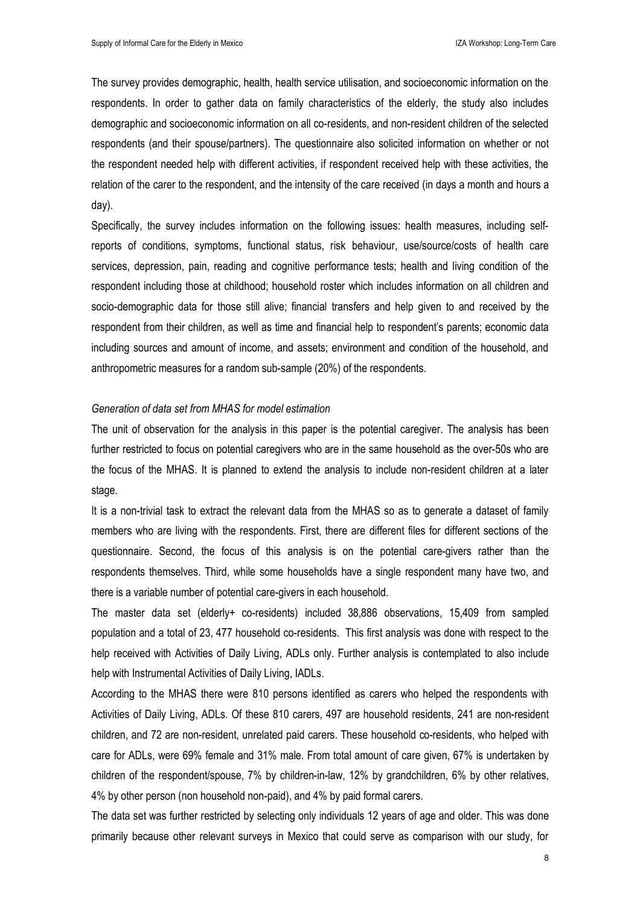The survey provides demographic, health, health service utilisation, and socioeconomic information on the respondents. In order to gather data on family characteristics of the elderly, the study also includes demographic and socioeconomic information on all co-residents, and non-resident children of the selected respondents (and their spouse/partners). The questionnaire also solicited information on whether or not the respondent needed help with different activities, if respondent received help with these activities, the relation of the carer to the respondent, and the intensity of the care received (in days a month and hours a day).

Specifically, the survey includes information on the following issues: health measures, including self-reports of conditions, symptoms, functional status, risk behaviour, use/source/costs of health care services, depression, pain, reading and cognitive performance tests; health and living condition of the respondent including those at childhood; household roster which includes information on all children and socio-demographic data for those still alive; financial transfers and help given to and received by the respondent from their children, as well as time and financial help to respondent's parents; economic data including sources and amount of income, and assets; environment and condition of the household, and anthropometric measures for a random sub-sample (20%) of the respondents.

*Generation of data set from MHAS for model estimation*

The unit of observation for the analysis in this paper is the potential caregiver. The analysis has been further restricted to focus on potential caregivers who are in the same household as the over-50s who are the focus of the MHAS. It is planned to extend the analysis to include non-resident children at a later stage.

It is a non-trivial task to extract the relevant data from the MHAS so as to generate a dataset of family members who are living with the respondents. First, there are different files for different sections of the questionnaire. Second, the focus of this analysis is on the potential care-givers rather than the respondents themselves. Third, while some households have a single respondent many have two, and there is a variable number of potential care-givers in each household.

The master data set (elderly+ co-residents) included 38,886 observations, 15,409 from sampled population and a total of 23, 477 household co-residents. This first analysis was done with respect to the help received with Activities of Daily Living, ADLs only. Further analysis is contemplated to also include help with Instrumental Activities of Daily Living, IADLs.

According to the MHAS there were 810 persons identified as carers who helped the respondents with Activities of Daily Living, ADLs. Of these 810 carers, 497 are household residents, 241 are non-resident children, and 72 are non-resident, unrelated paid carers. These household co-residents, who helped with care for ADLs, were 69% female and 31% male. From total amount of care given, 67% is undertaken by children of the respondent/spouse, 7% by children-in-law, 12% by grandchildren, 6% by other relatives, 4% by other person (non household non-paid), and 4% by paid formal carers.

The data set was further restricted by selecting only individuals 12 years of age and older. This was done primarily because other relevant surveys in Mexico that could serve as comparison with our study, for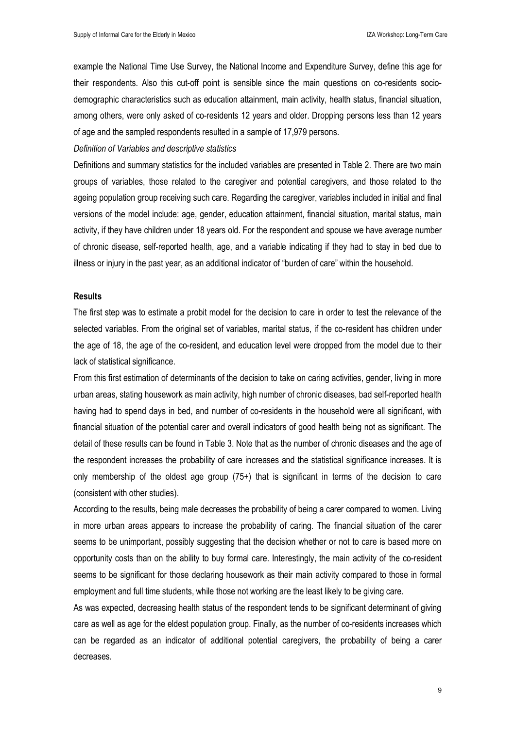example the National Time Use Survey, the National Income and Expenditure Survey, define this age for their respondents. Also this cut-off point is sensible since the main questions on co-residents socio-demographic characteristics such as education attainment, main activity, health status, financial situation, among others, were only asked of co-residents 12 years and older. Dropping persons less than 12 years of age and the sampled respondents resulted in a sample of 17,979 persons.

*Definition of Variables and descriptive statistics*

Definitions and summary statistics for the included variables are presented in Table 2. There are two main groups of variables, those related to the caregiver and potential caregivers, and those related to the ageing population group receiving such care. Regarding the caregiver, variables included in initial and final versions of the model include: age, gender, education attainment, financial situation, marital status, main activity, if they have children under 18 years old. For the respondent and spouse we have average number of chronic disease, self-reported health, age, and a variable indicating if they had to stay in bed due to illness or injury in the past year, as an additional indicator of "burden of care" within the household.

**Results**

The first step was to estimate a probit model for the decision to care in order to test the relevance of the selected variables. From the original set of variables, marital status, if the co-resident has children under the age of 18, the age of the co-resident, and education level were dropped from the model due to their lack of statistical significance.

From this first estimation of determinants of the decision to take on caring activities, gender, living in more urban areas, stating housework as main activity, high number of chronic diseases, bad self-reported health having had to spend days in bed, and number of co-residents in the household were all significant, with financial situation of the potential carer and overall indicators of good health being not as significant. The detail of these results can be found in Table 3. Note that as the number of chronic diseases and the age of the respondent increases the probability of care increases and the statistical significance increases. It is only membership of the oldest age group (75+) that is significant in terms of the decision to care (consistent with other studies).

According to the results, being male decreases the probability of being a carer compared to women. Living in more urban areas appears to increase the probability of caring. The financial situation of the carer seems to be unimportant, possibly suggesting that the decision whether or not to care is based more on opportunity costs than on the ability to buy formal care. Interestingly, the main activity of the co-resident seems to be significant for those declaring housework as their main activity compared to those in formal employment and full time students, while those not working are the least likely to be giving care.

As was expected, decreasing health status of the respondent tends to be significant determinant of giving care as well as age for the eldest population group. Finally, as the number of co-residents increases which can be regarded as an indicator of additional potential caregivers, the probability of being a carer decreases.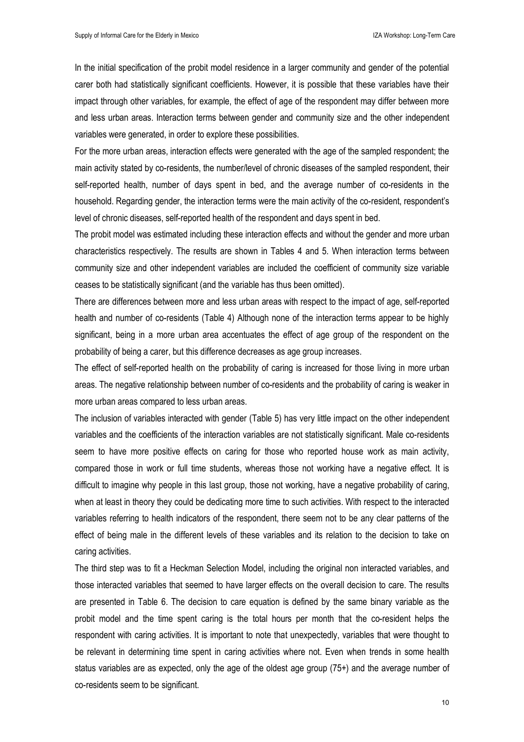In the initial specification of the probit model residence in a larger community and gender of the potential carer both had statistically significant coefficients. However, it is possible that these variables have their impact through other variables, for example, the effect of age of the respondent may differ between more and less urban areas. Interaction terms between gender and community size and the other independent variables were generated, in order to explore these possibilities.

For the more urban areas, interaction effects were generated with the age of the sampled respondent; the main activity stated by co-residents, the number/level of chronic diseases of the sampled respondent, their self-reported health, number of days spent in bed, and the average number of co-residents in the household. Regarding gender, the interaction terms were the main activity of the co-resident, respondent's level of chronic diseases, self-reported health of the respondent and days spent in bed.

The probit model was estimated including these interaction effects and without the gender and more urban characteristics respectively. The results are shown in Tables 4 and 5. When interaction terms between community size and other independent variables are included the coefficient of community size variable ceases to be statistically significant (and the variable has thus been omitted).

There are differences between more and less urban areas with respect to the impact of age, self-reported health and number of co-residents (Table 4) Although none of the interaction terms appear to be highly significant, being in a more urban area accentuates the effect of age group of the respondent on the probability of being a carer, but this difference decreases as age group increases.

The effect of self-reported health on the probability of caring is increased for those living in more urban areas. The negative relationship between number of co-residents and the probability of caring is weaker in more urban areas compared to less urban areas.

The inclusion of variables interacted with gender (Table 5) has very little impact on the other independent variables and the coefficients of the interaction variables are not statistically significant. Male co-residents seem to have more positive effects on caring for those who reported house work as main activity, compared those in work or full time students, whereas those not working have a negative effect. It is difficult to imagine why people in this last group, those not working, have a negative probability of caring, when at least in theory they could be dedicating more time to such activities. With respect to the interacted variables referring to health indicators of the respondent, there seem not to be any clear patterns of the effect of being male in the different levels of these variables and its relation to the decision to take on caring activities.

The third step was to fit a Heckman Selection Model, including the original non interacted variables, and those interacted variables that seemed to have larger effects on the overall decision to care. The results are presented in Table 6. The decision to care equation is defined by the same binary variable as the probit model and the time spent caring is the total hours per month that the co-resident helps the respondent with caring activities. It is important to note that unexpectedly, variables that were thought to be relevant in determining time spent in caring activities where not. Even when trends in some health status variables are as expected, only the age of the oldest age group (75+) and the average number of co-residents seem to be significant.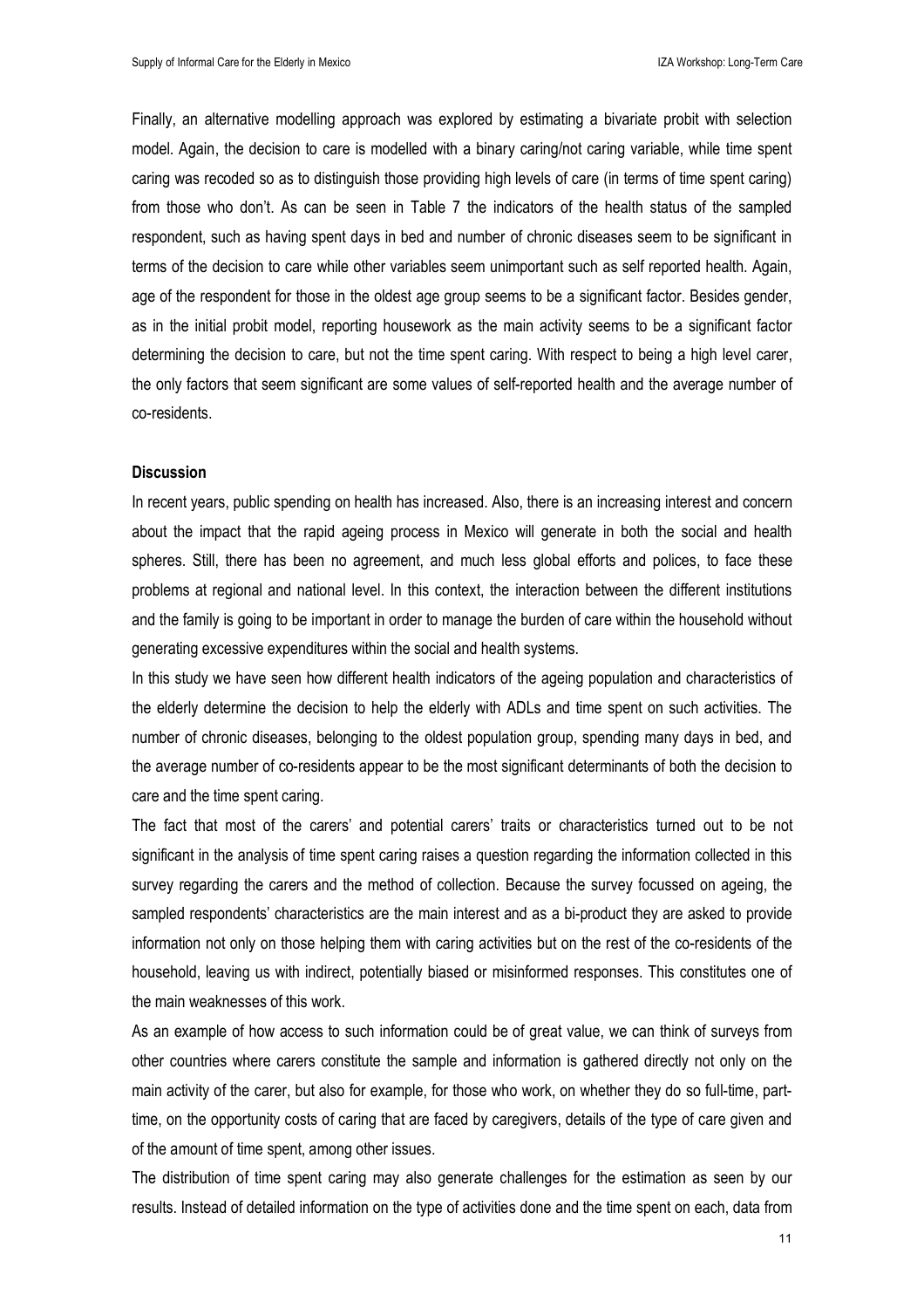Finally, an alternative modelling approach was explored by estimating a bivariate probit with selection model. Again, the decision to care is modelled with a binary caring/not caring variable, while time spent caring was recoded so as to distinguish those providing high levels of care (in terms of time spent caring) from those who don't. As can be seen in Table 7 the indicators of the health status of the sampled respondent, such as having spent days in bed and number of chronic diseases seem to be significant in terms of the decision to care while other variables seem unimportant such as self reported health. Again, age of the respondent for those in the oldest age group seems to be a significant factor. Besides gender, as in the initial probit model, reporting housework as the main activity seems to be a significant factor determining the decision to care, but not the time spent caring. With respect to being a high level carer, the only factors that seem significant are some values of self-reported health and the average number of co-residents.

**Discussion**

In recent years, public spending on health has increased. Also, there is an increasing interest and concern about the impact that the rapid ageing process in Mexico will generate in both the social and health spheres. Still, there has been no agreement, and much less global efforts and polices, to face these problems at regional and national level. In this context, the interaction between the different institutions and the family is going to be important in order to manage the burden of care within the household without generating excessive expenditures within the social and health systems.

In this study we have seen how different health indicators of the ageing population and characteristics of the elderly determine the decision to help the elderly with ADLs and time spent on such activities. The number of chronic diseases, belonging to the oldest population group, spending many days in bed, and the average number of co-residents appear to be the most significant determinants of both the decision to care and the time spent caring.

The fact that most of the carers' and potential carers' traits or characteristics turned out to be not significant in the analysis of time spent caring raises a question regarding the information collected in this survey regarding the carers and the method of collection. Because the survey focussed on ageing, the sampled respondents' characteristics are the main interest and as a bi-product they are asked to provide information not only on those helping them with caring activities but on the rest of the co-residents of the household, leaving us with indirect, potentially biased or misinformed responses. This constitutes one of the main weaknesses of this work.

As an example of how access to such information could be of great value, we can think of surveys from other countries where carers constitute the sample and information is gathered directly not only on the main activity of the carer, but also for example, for those who work, on whether they do so full-time, part-time, on the opportunity costs of caring that are faced by caregivers, details of the type of care given and of the amount of time spent, among other issues.

The distribution of time spent caring may also generate challenges for the estimation as seen by our results. Instead of detailed information on the type of activities done and the time spent on each, data from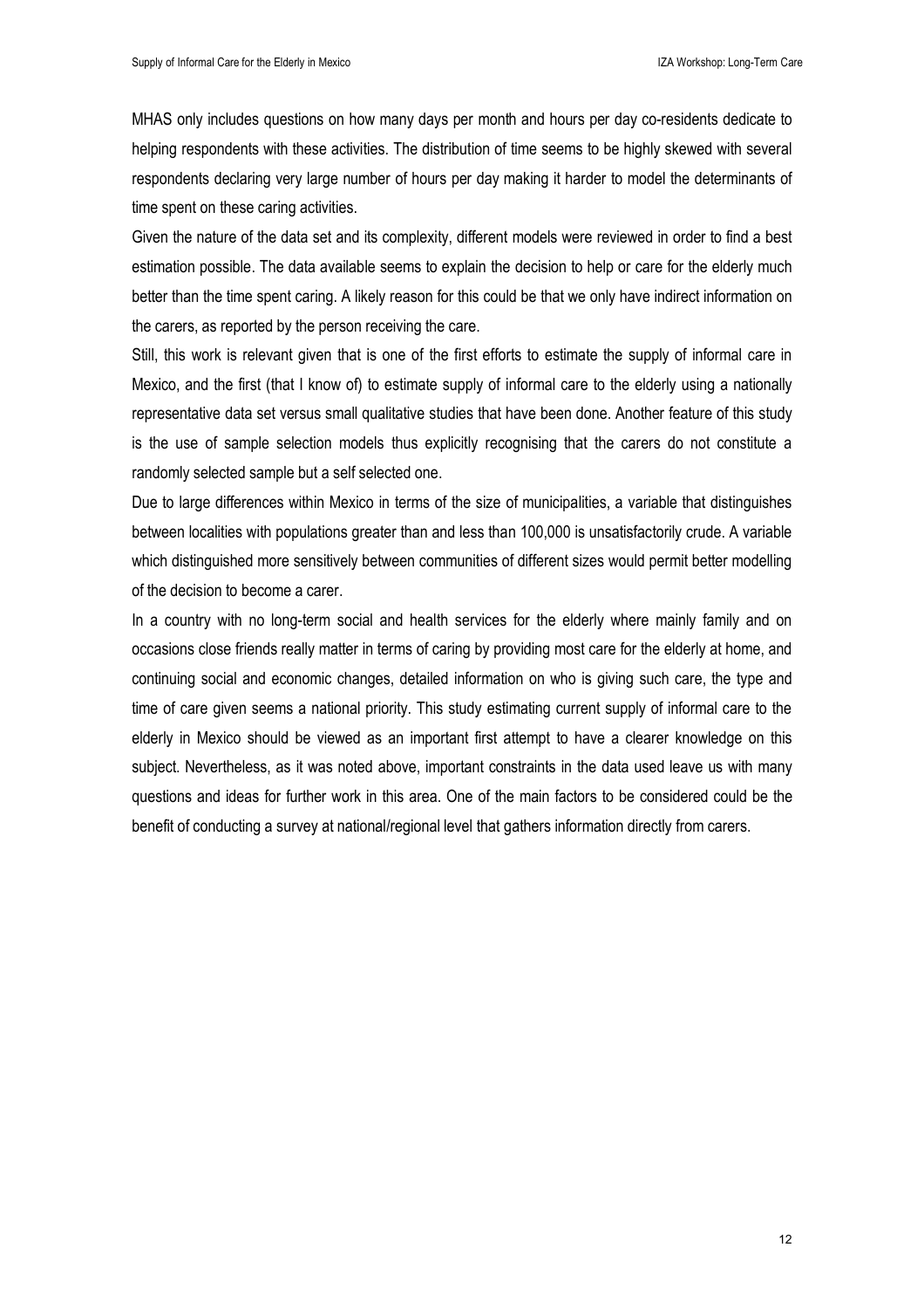MHAS only includes questions on how many days per month and hours per day co-residents dedicate to helping respondents with these activities. The distribution of time seems to be highly skewed with several respondents declaring very large number of hours per day making it harder to model the determinants of time spent on these caring activities.

Given the nature of the data set and its complexity, different models were reviewed in order to find a best estimation possible. The data available seems to explain the decision to help or care for the elderly much better than the time spent caring. A likely reason for this could be that we only have indirect information on the carers, as reported by the person receiving the care.

Still, this work is relevant given that is one of the first efforts to estimate the supply of informal care in Mexico, and the first (that I know of) to estimate supply of informal care to the elderly using a nationally representative data set versus small qualitative studies that have been done. Another feature of this study is the use of sample selection models thus explicitly recognising that the carers do not constitute a randomly selected sample but a self selected one.

Due to large differences within Mexico in terms of the size of municipalities, a variable that distinguishes between localities with populations greater than and less than 100,000 is unsatisfactorily crude. A variable which distinguished more sensitively between communities of different sizes would permit better modelling of the decision to become a carer.

In a country with no long-term social and health services for the elderly where mainly family and on occasions close friends really matter in terms of caring by providing most care for the elderly at home, and continuing social and economic changes, detailed information on who is giving such care, the type and time of care given seems a national priority. This study estimating current supply of informal care to the elderly in Mexico should be viewed as an important first attempt to have a clearer knowledge on this subject. Nevertheless, as it was noted above, important constraints in the data used leave us with many questions and ideas for further work in this area. One of the main factors to be considered could be the benefit of conducting a survey at national/regional level that gathers information directly from carers.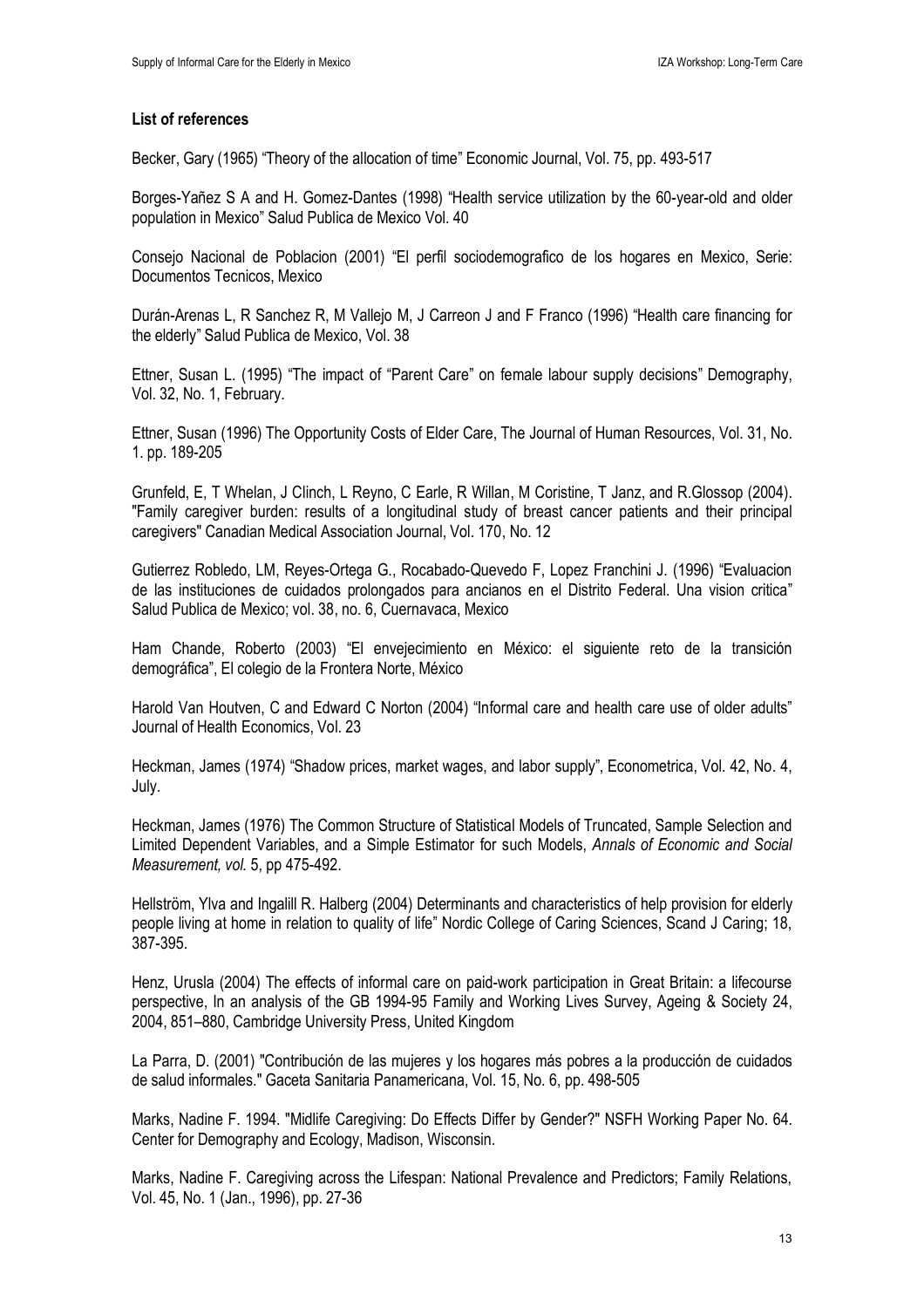**List of references**

Becker, Gary (1965) "Theory of the allocation of time" Economic Journal, Vol. 75, pp. 493-517

Borges-Yañez S A and H. Gomez-Dantes (1998) "Health service utilization by the 60-year-old and older population in Mexico" Salud Publica de Mexico Vol. 40

Consejo Nacional de Poblacion (2001) "El perfil sociodemografico de los hogares en Mexico, Serie: Documentos Tecnicos, Mexico

Durán-Arenas L, R Sanchez R, M Vallejo M, J Carreon J and F Franco (1996) "Health care financing for the elderly" Salud Publica de Mexico, Vol. 38

Ettner, Susan L. (1995) "The impact of "Parent Care" on female labour supply decisions" Demography, Vol. 32, No. 1, February.

Ettner, Susan (1996) The Opportunity Costs of Elder Care, The Journal of Human Resources, Vol. 31, No. 1. pp. 189-205

Grunfeld, E, T Whelan, J Clinch, L Reyno, C Earle, R Willan, M Coristine, T Janz, and R.Glossop (2004). "Family caregiver burden: results of a longitudinal study of breast cancer patients and their principal caregivers" Canadian Medical Association Journal, Vol. 170, No. 12

Gutierrez Robledo, LM, Reyes-Ortega G., Rocabado-Quevedo F, Lopez Franchini J. (1996) "Evaluacion de las instituciones de cuidados prolongados para ancianos en el Distrito Federal. Una vision critica" Salud Publica de Mexico; vol. 38, no. 6, Cuernavaca, Mexico

Ham Chande, Roberto (2003) "El envejecimiento en México: el siguiente reto de la transición demográfica", El colegio de la Frontera Norte, México

Harold Van Houtven, C and Edward C Norton (2004) "Informal care and health care use of older adults" Journal of Health Economics, Vol. 23

Heckman, James (1974) "Shadow prices, market wages, and labor supply", Econometrica, Vol. 42, No. 4, July.

Heckman, James (1976) The Common Structure of Statistical Models of Truncated, Sample Selection and Limited Dependent Variables, and a Simple Estimator for such Models, *Annals of Economic and Social Measurement, vol.* 5, pp 475-492.

Hellström, Ylva and Ingalill R. Halberg (2004) Determinants and characteristics of help provision for elderly people living at home in relation to quality of life" Nordic College of Caring Sciences, Scand J Caring; 18, 387-395.

Henz, Urusla (2004) The effects of informal care on paid-work participation in Great Britain: a lifecourse perspective, In an analysis of the GB 1994-95 Family and Working Lives Survey, Ageing & Society 24, 2004, 851–880, Cambridge University Press, United Kingdom

La Parra, D. (2001) "Contribución de las mujeres y los hogares más pobres a la producción de cuidados de salud informales." Gaceta Sanitaria Panamericana, Vol. 15, No. 6, pp. 498-505

Marks, Nadine F. 1994. "Midlife Caregiving: Do Effects Differ by Gender?" NSFH Working Paper No. 64. Center for Demography and Ecology, Madison, Wisconsin.

Marks, Nadine F. Caregiving across the Lifespan: National Prevalence and Predictors; Family Relations, Vol. 45, No. 1 (Jan., 1996), pp. 27-36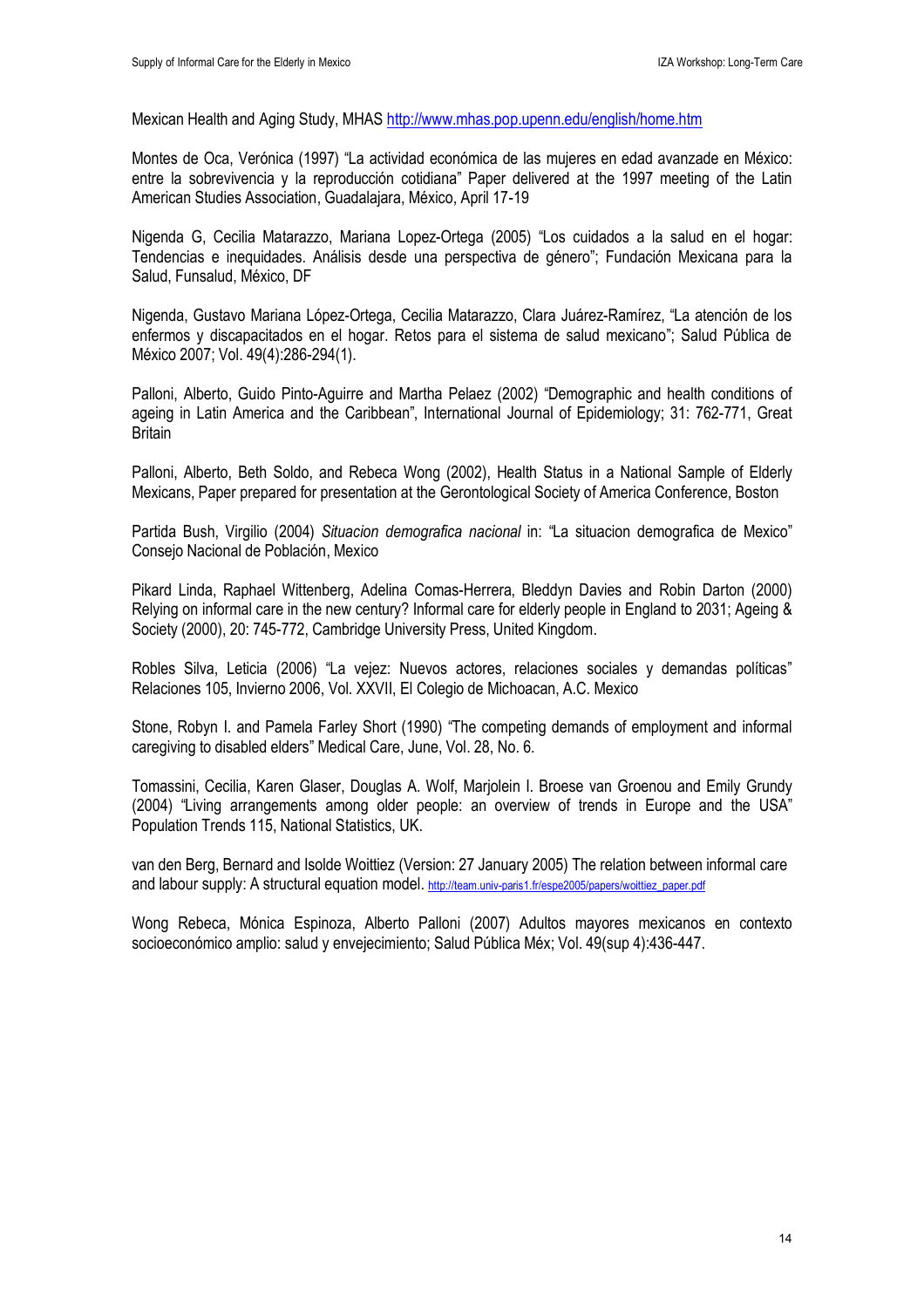Mexican Health and Aging Study, MHAS http://www.mhas.pop.upenn.edu/english/home.htm

Montes de Oca, Verónica (1997) "La actividad económica de las mujeres en edad avanzade en México: entre la sobrevivencia y la reproducción cotidiana" Paper delivered at the 1997 meeting of the Latin American Studies Association, Guadalajara, México, April 17-19

Nigenda G, Cecilia Matarazzo, Mariana Lopez-Ortega (2005) "Los cuidados a la salud en el hogar: Tendencias e inequidades. Análisis desde una perspectiva de género"; Fundación Mexicana para la Salud, Funsalud, México, DF

Nigenda, Gustavo Mariana López-Ortega, Cecilia Matarazzo, Clara Juárez-Ramírez, "La atención de los enfermos y discapacitados en el hogar. Retos para el sistema de salud mexicano"; Salud Pública de México 2007; Vol. 49(4):286-294(1).

Palloni, Alberto, Guido Pinto-Aguirre and Martha Pelaez (2002) "Demographic and health conditions of ageing in Latin America and the Caribbean", International Journal of Epidemiology; 31: 762-771, Great Britain

Palloni, Alberto, Beth Soldo, and Rebeca Wong (2002), Health Status in a National Sample of Elderly Mexicans, Paper prepared for presentation at the Gerontological Society of America Conference, Boston

Partida Bush, Virgilio (2004) *Situacion demografica nacional* in: "La situacion demografica de Mexico" Consejo Nacional de Población, Mexico

Pikard Linda, Raphael Wittenberg, Adelina Comas-Herrera, Bleddyn Davies and Robin Darton (2000) Relying on informal care in the new century? Informal care for elderly people in England to 2031; Ageing & Society (2000), 20: 745-772, Cambridge University Press, United Kingdom.

Robles Silva, Leticia (2006) "La vejez: Nuevos actores, relaciones sociales y demandas políticas" Relaciones 105, Invierno 2006, Vol. XXVII, El Colegio de Michoacan, A.C. Mexico

Stone, Robyn I. and Pamela Farley Short (1990) "The competing demands of employment and informal caregiving to disabled elders" Medical Care, June, Vol. 28, No. 6.

Tomassini, Cecilia, Karen Glaser, Douglas A. Wolf, Marjolein I. Broese van Groenou and Emily Grundy (2004) "Living arrangements among older people: an overview of trends in Europe and the USA" Population Trends 115, National Statistics, UK.

van den Berg, Bernard and Isolde Woittiez (Version: 27 January 2005) The relation between informal care and labour supply: A structural equation model. http://team.univ-paris1.fr/espe2005/papers/woittiez_paper.pdf

Wong Rebeca, Mónica Espinoza, Alberto Palloni (2007) Adultos mayores mexicanos en contexto socioeconómico amplio: salud y envejecimiento; Salud Pública Méx; Vol. 49(sup 4):436-447.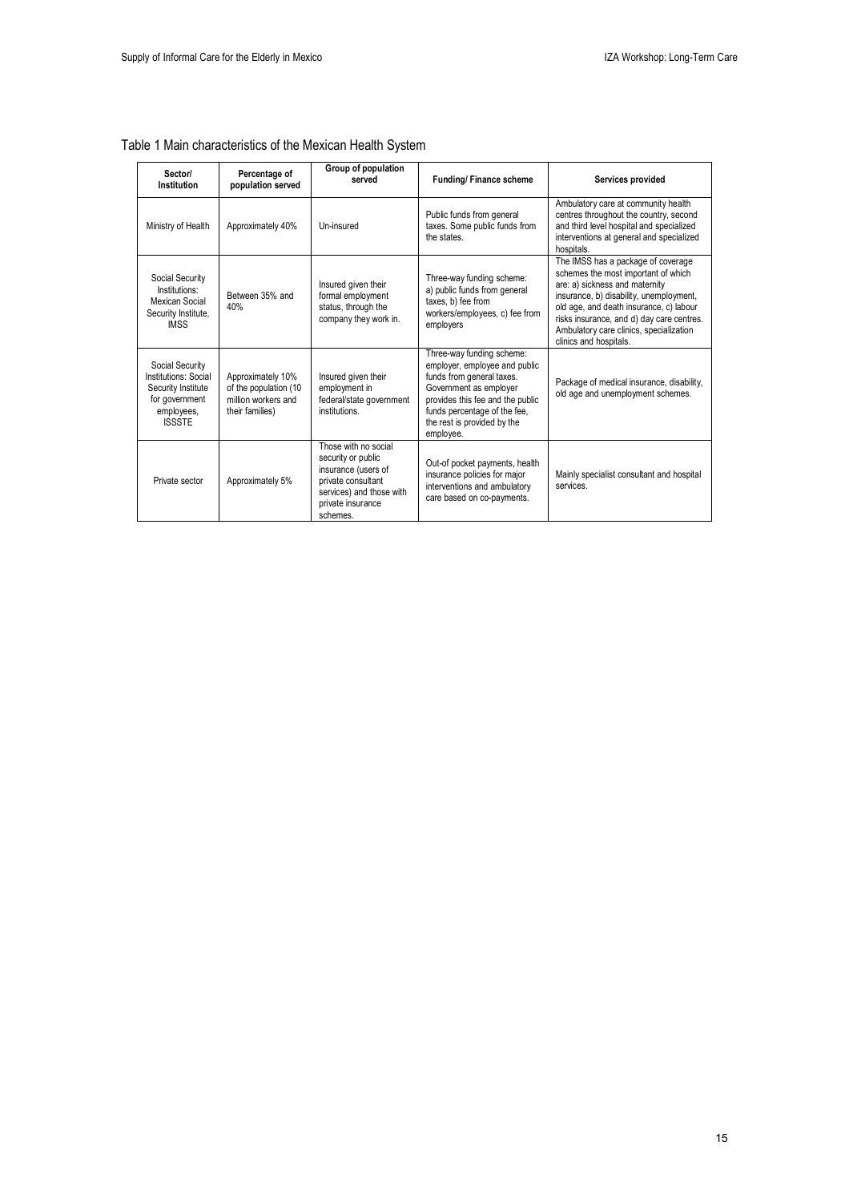Table 1 Main characteristics of the Mexican Health System

| Sector/ Institution | Percentage of population served | Group of population served | Funding/ Finance scheme | Services provided |
|---|---|---|---|---|
| Ministry of Health | Approximately 40% | Un-insured | Public funds from general taxes. Some public funds from the states. | Ambulatory care at community health centres throughout the country, second and third level hospital and specialized interventions at general and specialized hospitals. |
| Social Security Institutions: Mexican Social Security Institute, IMSS | Between 35% and 40% | Insured given their formal employment status, through the company they work in. | Three-way funding scheme: a) public funds from general taxes, b) fee from workers/employees, c) fee from employers | The IMSS has a package of coverage schemes the most important of which are: a) sickness and maternity insurance, b) disability, unemployment, old age, and death insurance, c) labour risks insurance, and d) day care centres. Ambulatory care clinics, specialization clinics and hospitals. |
| Social Security Institutions: Social Security Institute for government employees, ISSSTE | Approximately 10% of the population (10 million workers and their families) | Insured given their employment in federal/state government institutions. | Three-way funding scheme: employer, employee and public funds from general taxes. Government as employer provides this fee and the public funds percentage of the fee, the rest is provided by the employee. | Package of medical insurance, disability, old age and unemployment schemes. |
| Private sector | Approximately 5% | Those with no social security or public insurance (users of private consultant services) and those with private insurance schemes. | Out-of pocket payments, health insurance policies for major interventions and ambulatory care based on co-payments. | Mainly specialist consultant and hospital services. |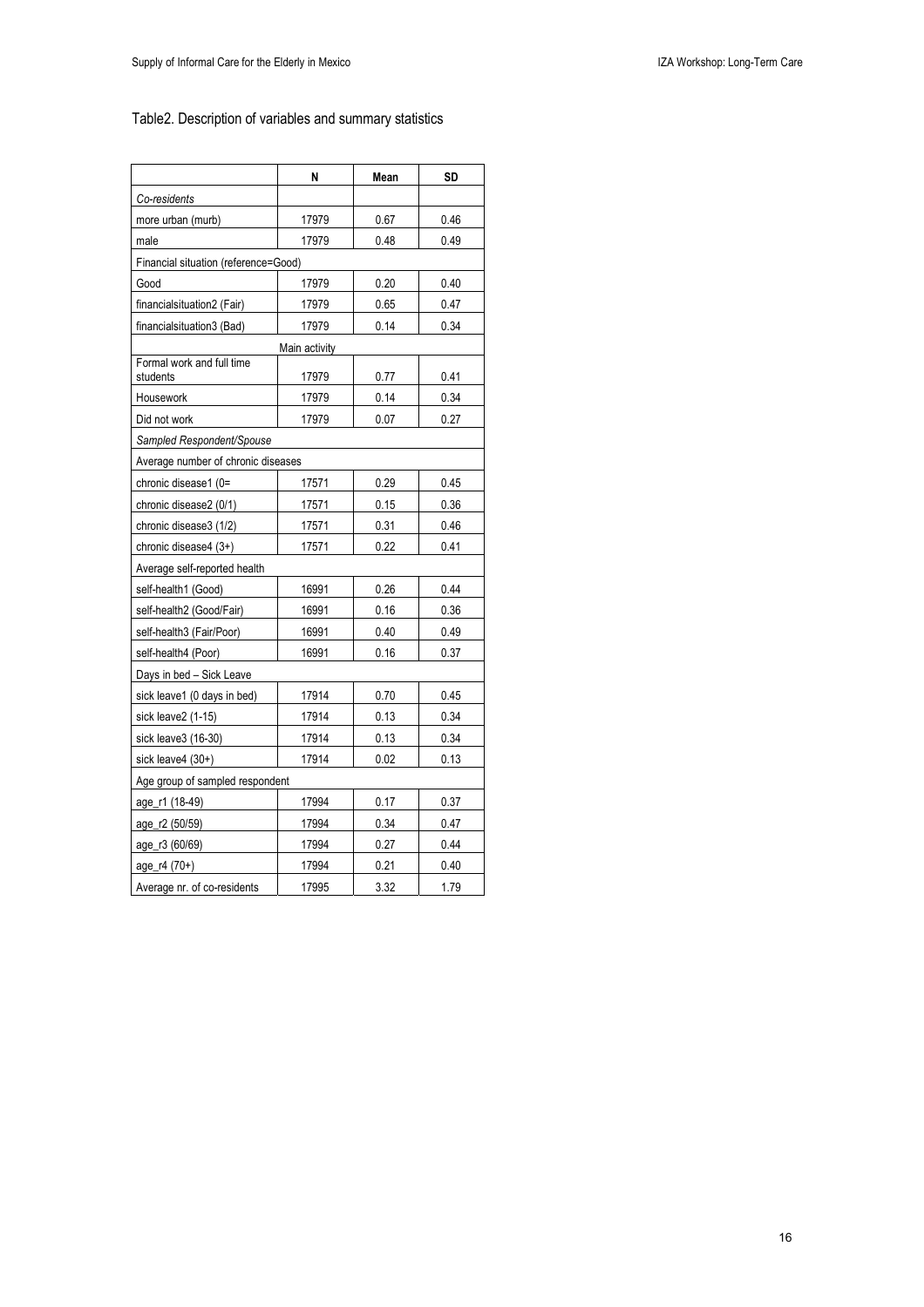Table2. Description of variables and summary statistics

| | N | Mean | SD |
|---|---|---|---|
| *Co-residents* | | | |
| more urban (murb) | 17979 | 0.67 | 0.46 |
| male | 17979 | 0.48 | 0.49 |
| Financial situation (reference=Good) | | | |
| Good | 17979 | 0.20 | 0.40 |
| financialsituation2 (Fair) | 17979 | 0.65 | 0.47 |
| financialsituation3 (Bad) | 17979 | 0.14 | 0.34 |
| | Main activity | | |
| Formal work and full time students | 17979 | 0.77 | 0.41 |
| Housework | 17979 | 0.14 | 0.34 |
| Did not work | 17979 | 0.07 | 0.27 |
| *Sampled Respondent/Spouse* | | | |
| Average number of chronic diseases | | | |
| chronic disease1 (0= | 17571 | 0.29 | 0.45 |
| chronic disease2 (0/1) | 17571 | 0.15 | 0.36 |
| chronic disease3 (1/2) | 17571 | 0.31 | 0.46 |
| chronic disease4 (3+) | 17571 | 0.22 | 0.41 |
| Average self-reported health | | | |
| self-health1 (Good) | 16991 | 0.26 | 0.44 |
| self-health2 (Good/Fair) | 16991 | 0.16 | 0.36 |
| self-health3 (Fair/Poor) | 16991 | 0.40 | 0.49 |
| self-health4 (Poor) | 16991 | 0.16 | 0.37 |
| Days in bed – Sick Leave | | | |
| sick leave1 (0 days in bed) | 17914 | 0.70 | 0.45 |
| sick leave2 (1-15) | 17914 | 0.13 | 0.34 |
| sick leave3 (16-30) | 17914 | 0.13 | 0.34 |
| sick leave4 (30+) | 17914 | 0.02 | 0.13 |
| Age group of sampled respondent | | | |
| age_r1 (18-49) | 17994 | 0.17 | 0.37 |
| age_r2 (50/59) | 17994 | 0.34 | 0.47 |
| age_r3 (60/69) | 17994 | 0.27 | 0.44 |
| age_r4 (70+) | 17994 | 0.21 | 0.40 |
| Average nr. of co-residents | 17995 | 3.32 | 1.79 |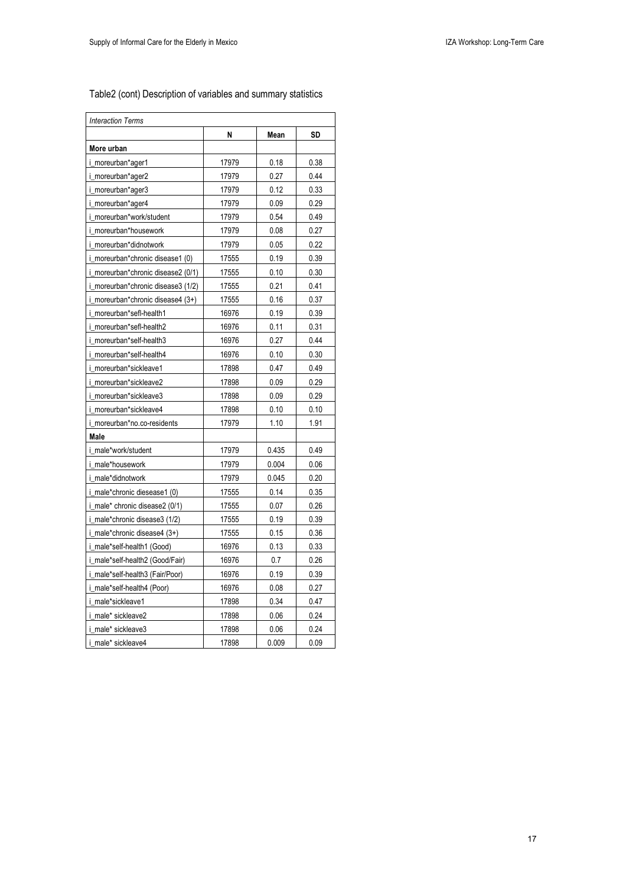Table2 (cont) Description of variables and summary statistics

| *Interaction Terms* | | | |
|---|---|---|---|
| | N | Mean | SD |
| **More urban** | | | |
| i_moreurban*ager1 | 17979 | 0.18 | 0.38 |
| i_moreurban*ager2 | 17979 | 0.27 | 0.44 |
| i_moreurban*ager3 | 17979 | 0.12 | 0.33 |
| i_moreurban*ager4 | 17979 | 0.09 | 0.29 |
| i_moreurban*work/student | 17979 | 0.54 | 0.49 |
| i_moreurban*housework | 17979 | 0.08 | 0.27 |
| i_moreurban*didnotwork | 17979 | 0.05 | 0.22 |
| i_moreurban*chronic disease1 (0) | 17555 | 0.19 | 0.39 |
| i_moreurban*chronic disease2 (0/1) | 17555 | 0.10 | 0.30 |
| i_moreurban*chronic disease3 (1/2) | 17555 | 0.21 | 0.41 |
| i_moreurban*chronic disease4 (3+) | 17555 | 0.16 | 0.37 |
| i_moreurban*sefl-health1 | 16976 | 0.19 | 0.39 |
| i_moreurban*sefl-health2 | 16976 | 0.11 | 0.31 |
| i_moreurban*self-health3 | 16976 | 0.27 | 0.44 |
| i_moreurban*self-health4 | 16976 | 0.10 | 0.30 |
| i_moreurban*sickleave1 | 17898 | 0.47 | 0.49 |
| i_moreurban*sickleave2 | 17898 | 0.09 | 0.29 |
| i_moreurban*sickleave3 | 17898 | 0.09 | 0.29 |
| i_moreurban*sickleave4 | 17898 | 0.10 | 0.10 |
| i_moreurban*no.co-residents | 17979 | 1.10 | 1.91 |
| **Male** | | | |
| i_male*work/student | 17979 | 0.435 | 0.49 |
| i_male*housework | 17979 | 0.004 | 0.06 |
| i_male*didnotwork | 17979 | 0.045 | 0.20 |
| i_male*chronic diesease1 (0) | 17555 | 0.14 | 0.35 |
| i_male* chronic disease2 (0/1) | 17555 | 0.07 | 0.26 |
| i_male*chronic disease3 (1/2) | 17555 | 0.19 | 0.39 |
| i_male*chronic disease4 (3+) | 17555 | 0.15 | 0.36 |
| i_male*self-health1 (Good) | 16976 | 0.13 | 0.33 |
| i_male*self-health2 (Good/Fair) | 16976 | 0.7 | 0.26 |
| i_male*self-health3 (Fair/Poor) | 16976 | 0.19 | 0.39 |
| i_male*self-health4 (Poor) | 16976 | 0.08 | 0.27 |
| i_male*sickleave1 | 17898 | 0.34 | 0.47 |
| i_male* sickleave2 | 17898 | 0.06 | 0.24 |
| i_male* sickleave3 | 17898 | 0.06 | 0.24 |
| i_male* sickleave4 | 17898 | 0.009 | 0.09 |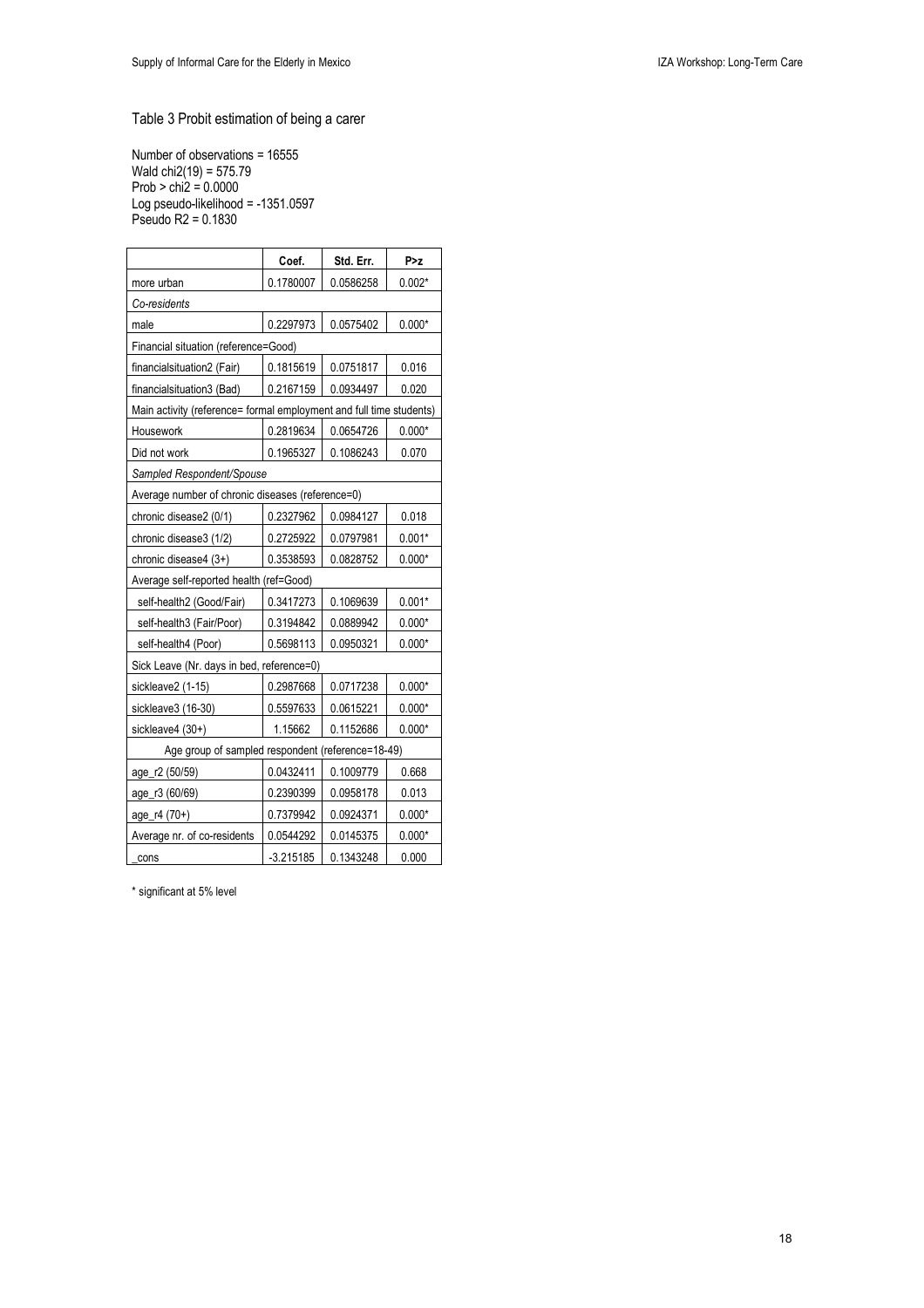## Table 3 Probit estimation of being a carer

Number of observations = 16555
Wald chi2(19) = 575.79
Prob > chi2 = 0.0000
Log pseudo-likelihood = -1351.0597
Pseudo R2 = 0.1830

| | Coef. | Std. Err. | P>z |
|---|---|---|---|
| more urban | 0.1780007 | 0.0586258 | 0.002* |
| *Co-residents* | | | |
| male | 0.2297973 | 0.0575402 | 0.000* |
| Financial situation (reference=Good) | | | |
| financialsituation2 (Fair) | 0.1815619 | 0.0751817 | 0.016 |
| financialsituation3 (Bad) | 0.2167159 | 0.0934497 | 0.020 |
| Main activity (reference= formal employment and full time students) | | | |
| Housework | 0.2819634 | 0.0654726 | 0.000* |
| Did not work | 0.1965327 | 0.1086243 | 0.070 |
| *Sampled Respondent/Spouse* | | | |
| Average number of chronic diseases (reference=0) | | | |
| chronic disease2 (0/1) | 0.2327962 | 0.0984127 | 0.018 |
| chronic disease3 (1/2) | 0.2725922 | 0.0797981 | 0.001* |
| chronic disease4 (3+) | 0.3538593 | 0.0828752 | 0.000* |
| Average self-reported health (ref=Good) | | | |
| self-health2 (Good/Fair) | 0.3417273 | 0.1069639 | 0.001* |
| self-health3 (Fair/Poor) | 0.3194842 | 0.0889942 | 0.000* |
| self-health4 (Poor) | 0.5698113 | 0.0950321 | 0.000* |
| Sick Leave (Nr. days in bed, reference=0) | | | |
| sickleave2 (1-15) | 0.2987668 | 0.0717238 | 0.000* |
| sickleave3 (16-30) | 0.5597633 | 0.0615221 | 0.000* |
| sickleave4 (30+) | 1.15662 | 0.1152686 | 0.000* |
| Age group of sampled respondent (reference=18-49) | | | |
| age_r2 (50/59) | 0.0432411 | 0.1009779 | 0.668 |
| age_r3 (60/69) | 0.2390399 | 0.0958178 | 0.013 |
| age_r4 (70+) | 0.7379942 | 0.0924371 | 0.000* |
| Average nr. of co-residents | 0.0544292 | 0.0145375 | 0.000* |
| _cons | -3.215185 | 0.1343248 | 0.000 |

* significant at 5% level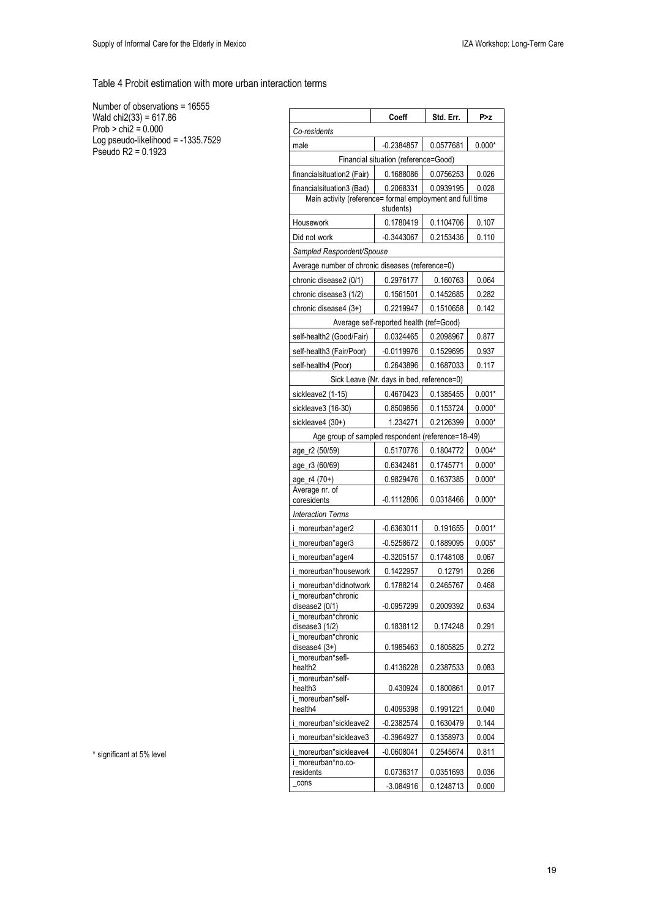Table 4 Probit estimation with more urban interaction terms

Number of observations = 16555
Wald chi2(33) = 617.86
Prob > chi2 = 0.000
Log pseudo-likelihood = -1335.7529
Pseudo R2 = 0.1923

| | Coeff | Std. Err. | P>z |
|---|---|---|---|
| *Co-residents* | | | |
| male | -0.2384857 | 0.0577681 | 0.000* |
| Financial situation (reference=Good) | | | |
| financialsituation2 (Fair) | 0.1688086 | 0.0756253 | 0.026 |
| financialsituation3 (Bad) | 0.2068331 | 0.0939195 | 0.028 |
| Main activity (reference= formal employment and full time students) | | | |
| Housework | 0.1780419 | 0.1104706 | 0.107 |
| Did not work | -0.3443067 | 0.2153436 | 0.110 |
| *Sampled Respondent/Spouse* | | | |
| Average number of chronic diseases (reference=0) | | | |
| chronic disease2 (0/1) | 0.2976177 | 0.160763 | 0.064 |
| chronic disease3 (1/2) | 0.1561501 | 0.1452685 | 0.282 |
| chronic disease4 (3+) | 0.2219947 | 0.1510658 | 0.142 |
| Average self-reported health (ref=Good) | | | |
| self-health2 (Good/Fair) | 0.0324465 | 0.2098967 | 0.877 |
| self-health3 (Fair/Poor) | -0.0119976 | 0.1529695 | 0.937 |
| self-health4 (Poor) | 0.2643896 | 0.1687033 | 0.117 |
| Sick Leave (Nr. days in bed, reference=0) | | | |
| sickleave2 (1-15) | 0.4670423 | 0.1385455 | 0.001* |
| sickleave3 (16-30) | 0.8509856 | 0.1153724 | 0.000* |
| sickleave4 (30+) | 1.234271 | 0.2126399 | 0.000* |
| Age group of sampled respondent (reference=18-49) | | | |
| age_r2 (50/59) | 0.5170776 | 0.1804772 | 0.004* |
| age_r3 (60/69) | 0.6342481 | 0.1745771 | 0.000* |
| age_r4 (70+) | 0.9829476 | 0.1637385 | 0.000* |
| Average nr. of coresidents | -0.1112806 | 0.0318466 | 0.000* |
| *Interaction Terms* | | | |
| i_moreurban*ager2 | -0.6363011 | 0.191655 | 0.001* |
| i_moreurban*ager3 | -0.5258672 | 0.1889095 | 0.005* |
| i_moreurban*ager4 | -0.3205157 | 0.1748108 | 0.067 |
| i_moreurban*housework | 0.1422957 | 0.12791 | 0.266 |
| i_moreurban*didnotwork | 0.1788214 | 0.2465767 | 0.468 |
| i_moreurban*chronic disease2 (0/1) | -0.0957299 | 0.2009392 | 0.634 |
| i_moreurban*chronic disease3 (1/2) | 0.1838112 | 0.174248 | 0.291 |
| i_moreurban*chronic disease4 (3+) | 0.1985463 | 0.1805825 | 0.272 |
| i_moreurban*sefl-health2 | 0.4136228 | 0.2387533 | 0.083 |
| i_moreurban*self-health3 | 0.430924 | 0.1800861 | 0.017 |
| i_moreurban*self-health4 | 0.4095398 | 0.1991221 | 0.040 |
| i_moreurban*sickleave2 | -0.2382574 | 0.1630479 | 0.144 |
| i_moreurban*sickleave3 | -0.3964927 | 0.1358973 | 0.004 |
| i_moreurban*sickleave4 | -0.0608041 | 0.2545674 | 0.811 |
| i_moreurban*no.co-residents | 0.0736317 | 0.0351693 | 0.036 |
| _cons | -3.084916 | 0.1248713 | 0.000 |

\* significant at 5% level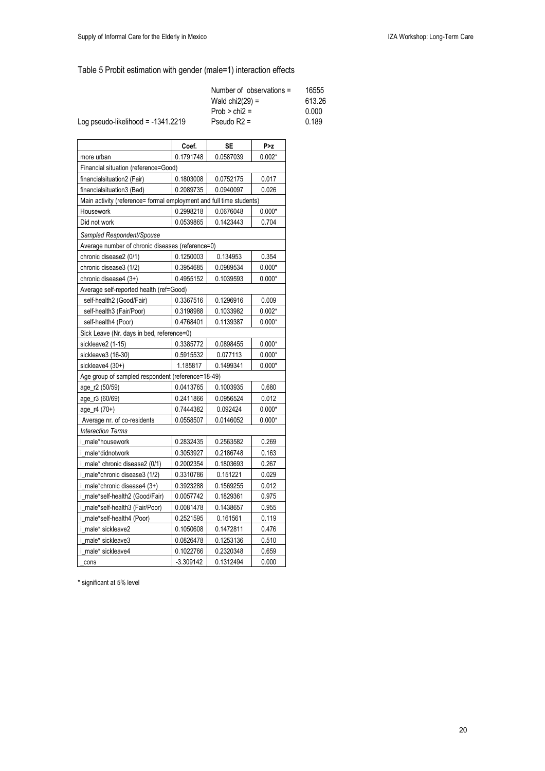Table 5 Probit estimation with gender (male=1) interaction effects

| | | |
|---|---|---|
| | Number of observations = | 16555 |
| | Wald chi2(29) = | 613.26 |
| | Prob > chi2 = | 0.000 |
| Log pseudo-likelihood = -1341.2219 | Pseudo R2 = | 0.189 |

| | Coef. | SE | P>z |
|---|---|---|---|
| more urban | 0.1791748 | 0.0587039 | 0.002* |
| Financial situation (reference=Good) | | | |
| financialsituation2 (Fair) | 0.1803008 | 0.0752175 | 0.017 |
| financialsituation3 (Bad) | 0.2089735 | 0.0940097 | 0.026 |
| Main activity (reference= formal employment and full time students) | | | |
| Housework | 0.2998218 | 0.0676048 | 0.000* |
| Did not work | 0.0539865 | 0.1423443 | 0.704 |
| *Sampled Respondent/Spouse* | | | |
| Average number of chronic diseases (reference=0) | | | |
| chronic disease2 (0/1) | 0.1250003 | 0.134953 | 0.354 |
| chronic disease3 (1/2) | 0.3954685 | 0.0989534 | 0.000* |
| chronic disease4 (3+) | 0.4955152 | 0.1039593 | 0.000* |
| Average self-reported health (ref=Good) | | | |
| self-health2 (Good/Fair) | 0.3367516 | 0.1296916 | 0.009 |
| self-health3 (Fair/Poor) | 0.3198988 | 0.1033982 | 0.002* |
| self-health4 (Poor) | 0.4768401 | 0.1139387 | 0.000* |
| Sick Leave (Nr. days in bed, reference=0) | | | |
| sickleave2 (1-15) | 0.3385772 | 0.0898455 | 0.000* |
| sickleave3 (16-30) | 0.5915532 | 0.077113 | 0.000* |
| sickleave4 (30+) | 1.185817 | 0.1499341 | 0.000* |
| Age group of sampled respondent (reference=18-49) | | | |
| age_r2 (50/59) | 0.0413765 | 0.1003935 | 0.680 |
| age_r3 (60/69) | 0.2411866 | 0.0956524 | 0.012 |
| age_r4 (70+) | 0.7444382 | 0.092424 | 0.000* |
| Average nr. of co-residents | 0.0558507 | 0.0146052 | 0.000* |
| *Interaction Terms* | | | |
| i_male*housework | 0.2832435 | 0.2563582 | 0.269 |
| i_male*didnotwork | 0.3053927 | 0.2186748 | 0.163 |
| i_male* chronic disease2 (0/1) | 0.2002354 | 0.1803693 | 0.267 |
| i_male*chronic disease3 (1/2) | 0.3310786 | 0.151221 | 0.029 |
| i_male*chronic disease4 (3+) | 0.3923288 | 0.1569255 | 0.012 |
| i_male*self-health2 (Good/Fair) | 0.0057742 | 0.1829361 | 0.975 |
| i_male*self-health3 (Fair/Poor) | 0.0081478 | 0.1438657 | 0.955 |
| i_male*self-health4 (Poor) | 0.2521595 | 0.161561 | 0.119 |
| i_male* sickleave2 | 0.1050608 | 0.1472811 | 0.476 |
| i_male* sickleave3 | 0.0826478 | 0.1253136 | 0.510 |
| i_male* sickleave4 | 0.1022766 | 0.2320348 | 0.659 |
| _cons | -3.309142 | 0.1312494 | 0.000 |

\* significant at 5% level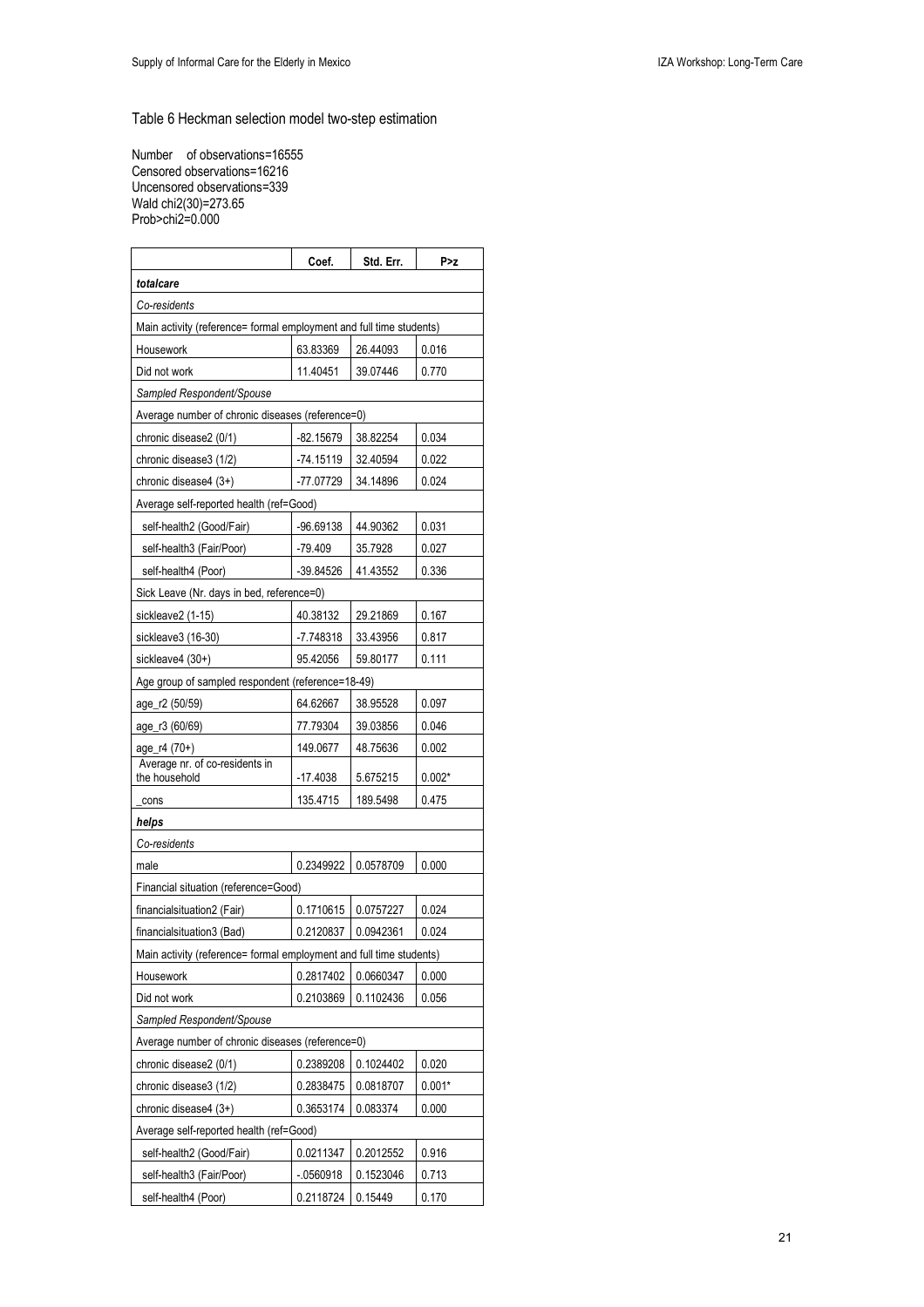Table 6 Heckman selection model two-step estimation

Number of observations=16555
Censored observations=16216
Uncensored observations=339
Wald chi2(30)=273.65
Prob>chi2=0.000

| | Coef. | Std. Err. | P>z |
|---|---|---|---|
| ***totalcare*** | | | |
| *Co-residents* | | | |
| Main activity (reference= formal employment and full time students) | | | |
| Housework | 63.83369 | 26.44093 | 0.016 |
| Did not work | 11.40451 | 39.07446 | 0.770 |
| *Sampled Respondent/Spouse* | | | |
| Average number of chronic diseases (reference=0) | | | |
| chronic disease2 (0/1) | -82.15679 | 38.82254 | 0.034 |
| chronic disease3 (1/2) | -74.15119 | 32.40594 | 0.022 |
| chronic disease4 (3+) | -77.07729 | 34.14896 | 0.024 |
| Average self-reported health (ref=Good) | | | |
| self-health2 (Good/Fair) | -96.69138 | 44.90362 | 0.031 |
| self-health3 (Fair/Poor) | -79.409 | 35.7928 | 0.027 |
| self-health4 (Poor) | -39.84526 | 41.43552 | 0.336 |
| Sick Leave (Nr. days in bed, reference=0) | | | |
| sickleave2 (1-15) | 40.38132 | 29.21869 | 0.167 |
| sickleave3 (16-30) | -7.748318 | 33.43956 | 0.817 |
| sickleave4 (30+) | 95.42056 | 59.80177 | 0.111 |
| Age group of sampled respondent (reference=18-49) | | | |
| age_r2 (50/59) | 64.62667 | 38.95528 | 0.097 |
| age_r3 (60/69) | 77.79304 | 39.03856 | 0.046 |
| age_r4 (70+) | 149.0677 | 48.75636 | 0.002 |
| Average nr. of co-residents in the household | -17.4038 | 5.675215 | 0.002* |
| _cons | 135.4715 | 189.5498 | 0.475 |
| ***helps*** | | | |
| *Co-residents* | | | |
| male | 0.2349922 | 0.0578709 | 0.000 |
| Financial situation (reference=Good) | | | |
| financialsituation2 (Fair) | 0.1710615 | 0.0757227 | 0.024 |
| financialsituation3 (Bad) | 0.2120837 | 0.0942361 | 0.024 |
| Main activity (reference= formal employment and full time students) | | | |
| Housework | 0.2817402 | 0.0660347 | 0.000 |
| Did not work | 0.2103869 | 0.1102436 | 0.056 |
| *Sampled Respondent/Spouse* | | | |
| Average number of chronic diseases (reference=0) | | | |
| chronic disease2 (0/1) | 0.2389208 | 0.1024402 | 0.020 |
| chronic disease3 (1/2) | 0.2838475 | 0.0818707 | 0.001* |
| chronic disease4 (3+) | 0.3653174 | 0.083374 | 0.000 |
| Average self-reported health (ref=Good) | | | |
| self-health2 (Good/Fair) | 0.0211347 | 0.2012552 | 0.916 |
| self-health3 (Fair/Poor) | -.0560918 | 0.1523046 | 0.713 |
| self-health4 (Poor) | 0.2118724 | 0.15449 | 0.170 |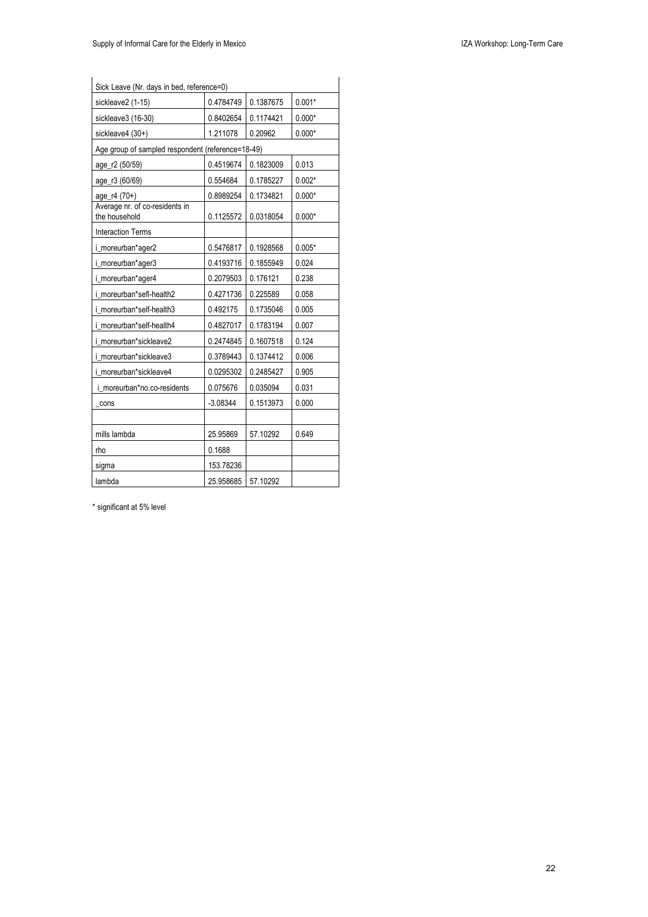| Sick Leave (Nr. days in bed, reference=0) | | | |
|---|---|---|---|
| sickleave2 (1-15) | 0.4784749 | 0.1387675 | 0.001* |
| sickleave3 (16-30) | 0.8402654 | 0.1174421 | 0.000* |
| sickleave4 (30+) | 1.211078 | 0.20962 | 0.000* |
| Age group of sampled respondent (reference=18-49) | | | |
| age_r2 (50/59) | 0.4519674 | 0.1823009 | 0.013 |
| age_r3 (60/69) | 0.554684 | 0.1785227 | 0.002* |
| age_r4 (70+) | 0.8989254 | 0.1734821 | 0.000* |
| Average nr. of co-residents in the household | 0.1125572 | 0.0318054 | 0.000* |
| Interaction Terms | | | |
| i_moreurban*ager2 | 0.5476817 | 0.1928568 | 0.005* |
| i_moreurban*ager3 | 0.4193716 | 0.1855949 | 0.024 |
| i_moreurban*ager4 | 0.2079503 | 0.176121 | 0.238 |
| i_moreurban*sefl-health2 | 0.4271736 | 0.225589 | 0.058 |
| i_moreurban*self-health3 | 0.492175 | 0.1735046 | 0.005 |
| i_moreurban*self-health4 | 0.4827017 | 0.1783194 | 0.007 |
| i_moreurban*sickleave2 | 0.2474845 | 0.1607518 | 0.124 |
| i_moreurban*sickleave3 | 0.3789443 | 0.1374412 | 0.006 |
| i_moreurban*sickleave4 | 0.0295302 | 0.2485427 | 0.905 |
| i_moreurban*no.co-residents | 0.075676 | 0.035094 | 0.031 |
| _cons | -3.08344 | 0.1513973 | 0.000 |
| | | | |
| mills lambda | 25.95869 | 57.10292 | 0.649 |
| rho | 0.1688 | | |
| sigma | 153.78236 | | |
| lambda | 25.958685 | 57.10292 | |

\* significant at 5% level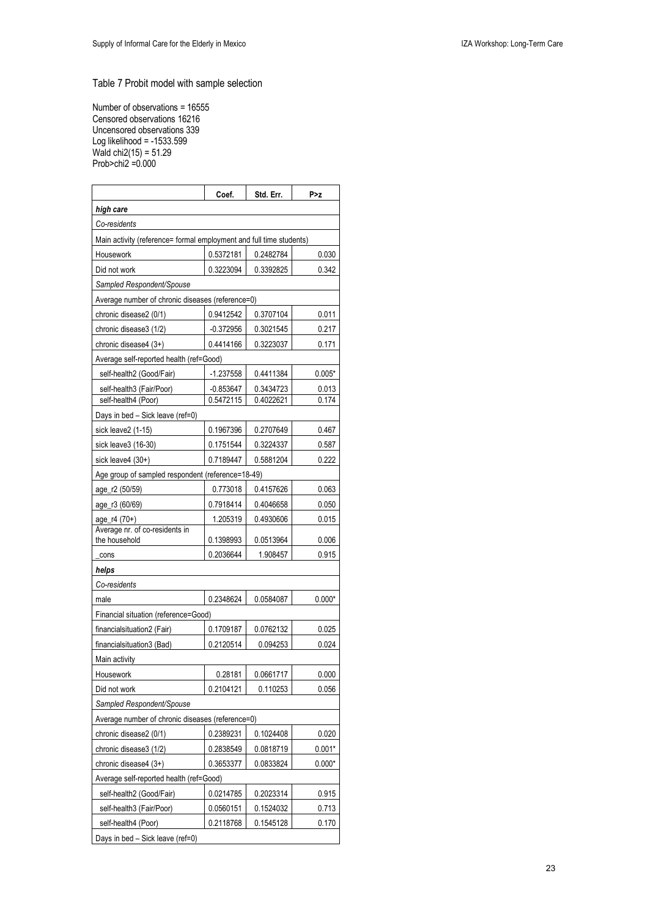Table 7 Probit model with sample selection

Number of observations = 16555
Censored observations 16216
Uncensored observations 339
Log likelihood = -1533.599
Wald chi2(15) = 51.29
Prob>chi2 =0.000

| | Coef. | Std. Err. | P>z |
|---|---|---|---|
| ***high care*** | | | |
| *Co-residents* | | | |
| Main activity (reference= formal employment and full time students) | | | |
| Housework | 0.5372181 | 0.2482784 | 0.030 |
| Did not work | 0.3223094 | 0.3392825 | 0.342 |
| *Sampled Respondent/Spouse* | | | |
| Average number of chronic diseases (reference=0) | | | |
| chronic disease2 (0/1) | 0.9412542 | 0.3707104 | 0.011 |
| chronic disease3 (1/2) | -0.372956 | 0.3021545 | 0.217 |
| chronic disease4 (3+) | 0.4414166 | 0.3223037 | 0.171 |
| Average self-reported health (ref=Good) | | | |
| self-health2 (Good/Fair) | -1.237558 | 0.4411384 | 0.005* |
| self-health3 (Fair/Poor) | -0.853647 | 0.3434723 | 0.013 |
| self-health4 (Poor) | 0.5472115 | 0.4022621 | 0.174 |
| Days in bed – Sick leave (ref=0) | | | |
| sick leave2 (1-15) | 0.1967396 | 0.2707649 | 0.467 |
| sick leave3 (16-30) | 0.1751544 | 0.3224337 | 0.587 |
| sick leave4 (30+) | 0.7189447 | 0.5881204 | 0.222 |
| Age group of sampled respondent (reference=18-49) | | | |
| age_r2 (50/59) | 0.773018 | 0.4157626 | 0.063 |
| age_r3 (60/69) | 0.7918414 | 0.4046658 | 0.050 |
| age_r4 (70+) | 1.205319 | 0.4930606 | 0.015 |
| Average nr. of co-residents in the household | 0.1398993 | 0.0513964 | 0.006 |
| _cons | 0.2036644 | 1.908457 | 0.915 |
| ***helps*** | | | |
| *Co-residents* | | | |
| male | 0.2348624 | 0.0584087 | 0.000* |
| Financial situation (reference=Good) | | | |
| financialsituation2 (Fair) | 0.1709187 | 0.0762132 | 0.025 |
| financialsituation3 (Bad) | 0.2120514 | 0.094253 | 0.024 |
| Main activity | | | |
| Housework | 0.28181 | 0.0661717 | 0.000 |
| Did not work | 0.2104121 | 0.110253 | 0.056 |
| *Sampled Respondent/Spouse* | | | |
| Average number of chronic diseases (reference=0) | | | |
| chronic disease2 (0/1) | 0.2389231 | 0.1024408 | 0.020 |
| chronic disease3 (1/2) | 0.2838549 | 0.0818719 | 0.001* |
| chronic disease4 (3+) | 0.3653377 | 0.0833824 | 0.000* |
| Average self-reported health (ref=Good) | | | |
| self-health2 (Good/Fair) | 0.0214785 | 0.2023314 | 0.915 |
| self-health3 (Fair/Poor) | 0.0560151 | 0.1524032 | 0.713 |
| self-health4 (Poor) | 0.2118768 | 0.1545128 | 0.170 |
| Days in bed – Sick leave (ref=0) | | | |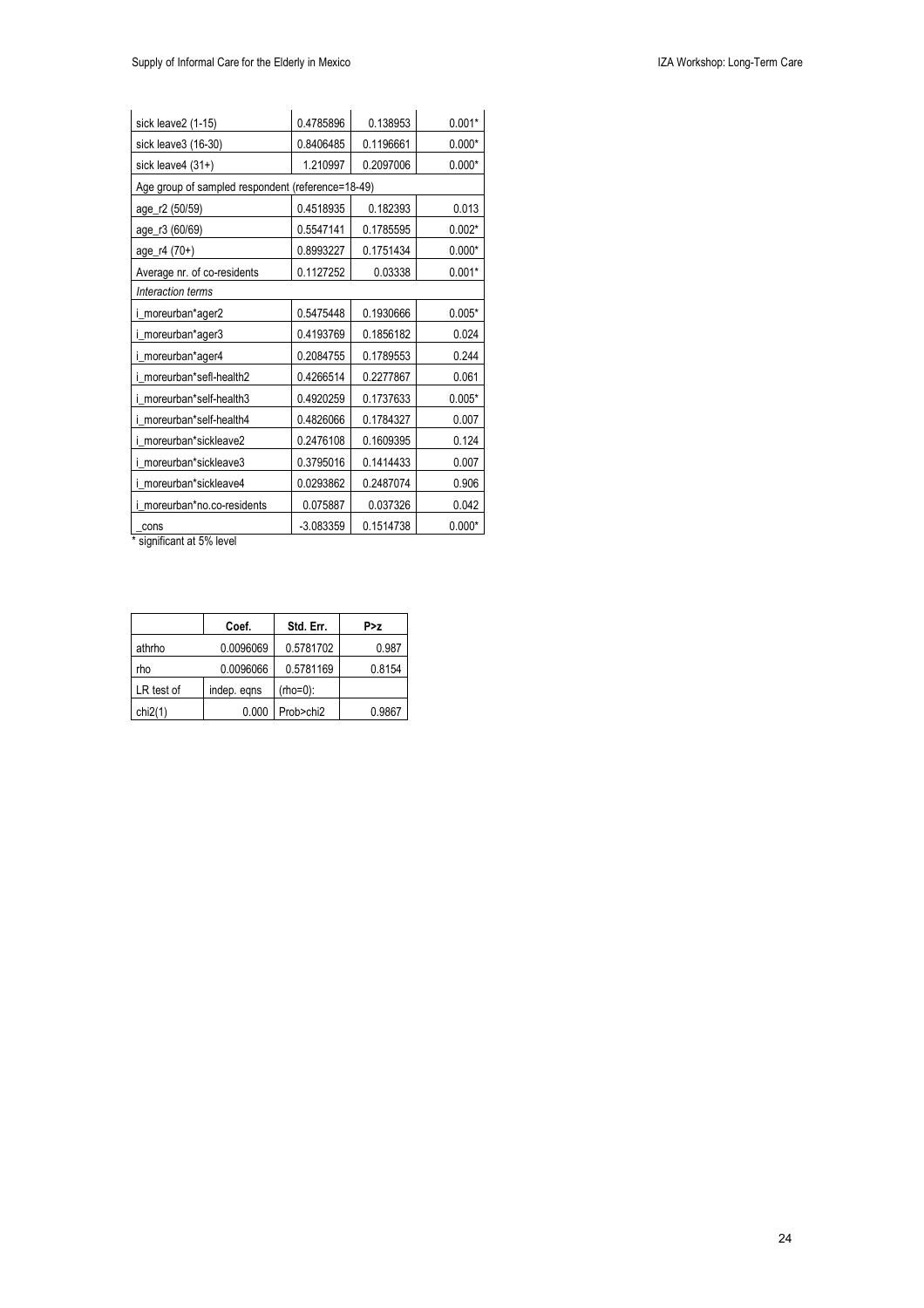| | | | |
|---|---|---|---|
| sick leave2 (1-15) | 0.4785896 | 0.138953 | 0.001* |
| sick leave3 (16-30) | 0.8406485 | 0.1196661 | 0.000* |
| sick leave4 (31+) | 1.210997 | 0.2097006 | 0.000* |
| Age group of sampled respondent (reference=18-49) | | | |
| age_r2 (50/59) | 0.4518935 | 0.182393 | 0.013 |
| age_r3 (60/69) | 0.5547141 | 0.1785595 | 0.002* |
| age_r4 (70+) | 0.8993227 | 0.1751434 | 0.000* |
| Average nr. of co-residents | 0.1127252 | 0.03338 | 0.001* |
| *Interaction terms* | | | |
| i_moreurban*ager2 | 0.5475448 | 0.1930666 | 0.005* |
| i_moreurban*ager3 | 0.4193769 | 0.1856182 | 0.024 |
| i_moreurban*ager4 | 0.2084755 | 0.1789553 | 0.244 |
| i_moreurban*sefl-health2 | 0.4266514 | 0.2277867 | 0.061 |
| i_moreurban*self-health3 | 0.4920259 | 0.1737633 | 0.005* |
| i_moreurban*self-health4 | 0.4826066 | 0.1784327 | 0.007 |
| i_moreurban*sickleave2 | 0.2476108 | 0.1609395 | 0.124 |
| i_moreurban*sickleave3 | 0.3795016 | 0.1414433 | 0.007 |
| i_moreurban*sickleave4 | 0.0293862 | 0.2487074 | 0.906 |
| i_moreurban*no.co-residents | 0.075887 | 0.037326 | 0.042 |
| _cons | -3.083359 | 0.1514738 | 0.000* |

\* significant at 5% level

| | Coef. | Std. Err. | P>z |
|---|---|---|---|
| athrho | 0.0096069 | 0.5781702 | 0.987 |
| rho | 0.0096066 | 0.5781169 | 0.8154 |
| LR test of | indep. eqns | (rho=0): | |
| chi2(1) | 0.000 | Prob>chi2 | 0.9867 |